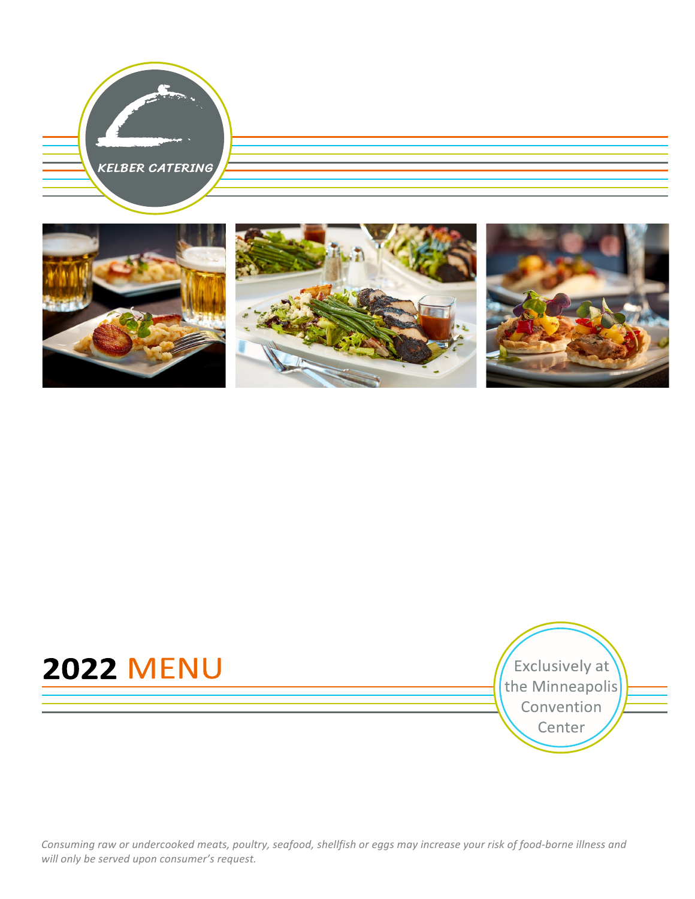KELBER CATERING

# 2022 MENU

Exclusively at the Minneapolis Convention Center

*Consuming raw or undercooked meats, poultry, seafood, shellfish or eggs may increase your risk of food-borne illness and will only be served upon consumer's request.*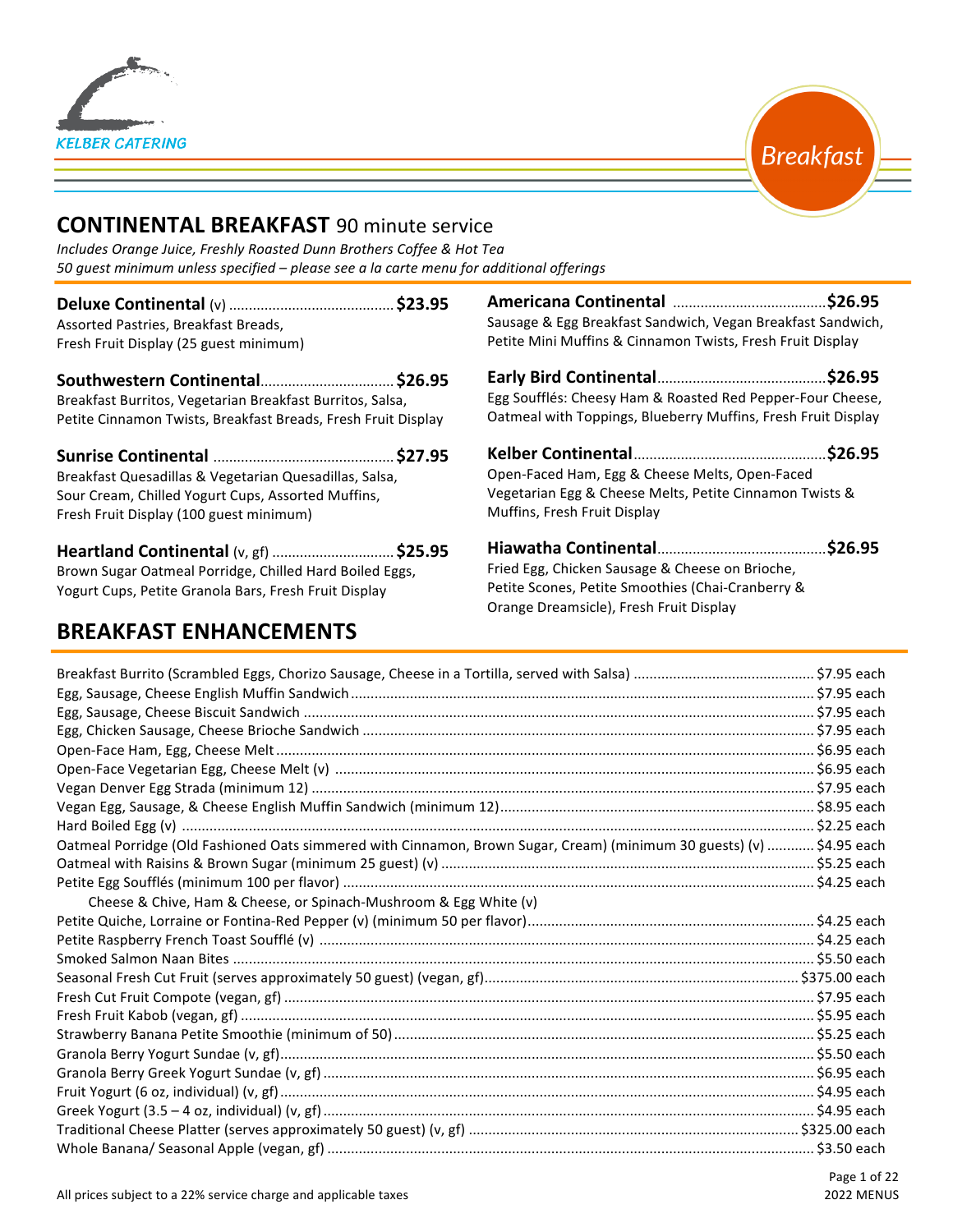KELBER CATERING

Breakfast

## CONTINENTAL BREAKFAST 90 minute service

*Includes Orange Juice, Freshly Roasted Dunn Brothers Coffee & Hot Tea*
*50 guest minimum unless specified – please see a la carte menu for additional offerings*

**Deluxe Continental** (v) ........................................ **$23.95**
Assorted Pastries, Breakfast Breads, Fresh Fruit Display (25 guest minimum)

**Southwestern Continental** ................................ **$26.95**
Breakfast Burritos, Vegetarian Breakfast Burritos, Salsa, Petite Cinnamon Twists, Breakfast Breads, Fresh Fruit Display

**Sunrise Continental** ........................................ **$27.95**
Breakfast Quesadillas & Vegetarian Quesadillas, Salsa, Sour Cream, Chilled Yogurt Cups, Assorted Muffins, Fresh Fruit Display (100 guest minimum)

**Heartland Continental** (v, gf) ............................. **$25.95**
Brown Sugar Oatmeal Porridge, Chilled Hard Boiled Eggs, Yogurt Cups, Petite Granola Bars, Fresh Fruit Display

**Americana Continental** ...................................... **$26.95**
Sausage & Egg Breakfast Sandwich, Vegan Breakfast Sandwich, Petite Mini Muffins & Cinnamon Twists, Fresh Fruit Display

**Early Bird Continental** ........................................ **$26.95**
Egg Soufflés: Cheesy Ham & Roasted Red Pepper-Four Cheese, Oatmeal with Toppings, Blueberry Muffins, Fresh Fruit Display

**Kelber Continental** ............................................. **$26.95**
Open-Faced Ham, Egg & Cheese Melts, Open-Faced Vegetarian Egg & Cheese Melts, Petite Cinnamon Twists & Muffins, Fresh Fruit Display

**Hiawatha Continental** ........................................ **$26.95**
Fried Egg, Chicken Sausage & Cheese on Brioche, Petite Scones, Petite Smoothies (Chai-Cranberry & Orange Dreamsicle), Fresh Fruit Display

## BREAKFAST ENHANCEMENTS

Breakfast Burrito (Scrambled Eggs, Chorizo Sausage, Cheese in a Tortilla, served with Salsa) ........ $7.95 each
Egg, Sausage, Cheese English Muffin Sandwich ........ $7.95 each
Egg, Sausage, Cheese Biscuit Sandwich ........ $7.95 each
Egg, Chicken Sausage, Cheese Brioche Sandwich ........ $7.95 each
Open-Face Ham, Egg, Cheese Melt ........ $6.95 each
Open-Face Vegetarian Egg, Cheese Melt (v) ........ $6.95 each
Vegan Denver Egg Strada (minimum 12) ........ $7.95 each
Vegan Egg, Sausage, & Cheese English Muffin Sandwich (minimum 12) ........ $8.95 each
Hard Boiled Egg (v) ........ $2.25 each
Oatmeal Porridge (Old Fashioned Oats simmered with Cinnamon, Brown Sugar, Cream) (minimum 30 guests) (v) ........ $4.95 each
Oatmeal with Raisins & Brown Sugar (minimum 25 guest) (v) ........ $5.25 each
Petite Egg Soufflés (minimum 100 per flavor) ........ $4.25 each
  Cheese & Chive, Ham & Cheese, or Spinach-Mushroom & Egg White (v)
Petite Quiche, Lorraine or Fontina-Red Pepper (v) (minimum 50 per flavor) ........ $4.25 each
Petite Raspberry French Toast Soufflé (v) ........ $4.25 each
Smoked Salmon Naan Bites ........ $5.50 each
Seasonal Fresh Cut Fruit (serves approximately 50 guest) (vegan, gf) ........ $375.00 each
Fresh Cut Fruit Compote (vegan, gf) ........ $7.95 each
Fresh Fruit Kabob (vegan, gf) ........ $5.95 each
Strawberry Banana Petite Smoothie (minimum of 50) ........ $5.25 each
Granola Berry Yogurt Sundae (v, gf) ........ $5.50 each
Granola Berry Greek Yogurt Sundae (v, gf) ........ $6.95 each
Fruit Yogurt (6 oz, individual) (v, gf) ........ $4.95 each
Greek Yogurt (3.5 – 4 oz, individual) (v, gf) ........ $4.95 each
Traditional Cheese Platter (serves approximately 50 guest) (v, gf) ........ $325.00 each
Whole Banana/ Seasonal Apple (vegan, gf) ........ $3.50 each

All prices subject to a 22% service charge and applicable taxes

2022 MENUS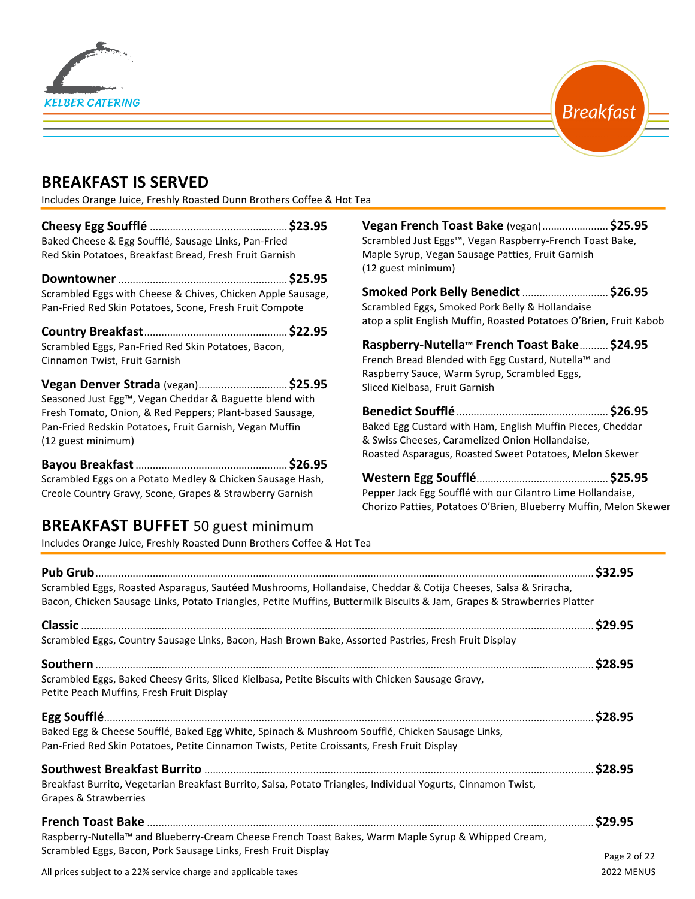KELBER CATERING

Breakfast

## BREAKFAST IS SERVED

Includes Orange Juice, Freshly Roasted Dunn Brothers Coffee & Hot Tea

**Cheesy Egg Soufflé** ..... **$23.95**
Baked Cheese & Egg Soufflé, Sausage Links, Pan-Fried Red Skin Potatoes, Breakfast Bread, Fresh Fruit Garnish

**Downtowner** ..... **$25.95**
Scrambled Eggs with Cheese & Chives, Chicken Apple Sausage, Pan-Fried Red Skin Potatoes, Scone, Fresh Fruit Compote

**Country Breakfast** ..... **$22.95**
Scrambled Eggs, Pan-Fried Red Skin Potatoes, Bacon, Cinnamon Twist, Fruit Garnish

**Vegan Denver Strada** (vegan) ..... **$25.95**
Seasoned Just Egg™, Vegan Cheddar & Baguette blend with Fresh Tomato, Onion, & Red Peppers; Plant-based Sausage, Pan-Fried Redskin Potatoes, Fruit Garnish, Vegan Muffin (12 guest minimum)

**Bayou Breakfast** ..... **$26.95**
Scrambled Eggs on a Potato Medley & Chicken Sausage Hash, Creole Country Gravy, Scone, Grapes & Strawberry Garnish

**Vegan French Toast Bake** (vegan) ..... **$25.95**
Scrambled Just Eggs™, Vegan Raspberry-French Toast Bake, Maple Syrup, Vegan Sausage Patties, Fruit Garnish (12 guest minimum)

**Smoked Pork Belly Benedict** ..... **$26.95**
Scrambled Eggs, Smoked Pork Belly & Hollandaise atop a split English Muffin, Roasted Potatoes O'Brien, Fruit Kabob

**Raspberry-Nutella™ French Toast Bake** ..... **$24.95**
French Bread Blended with Egg Custard, Nutella™ and Raspberry Sauce, Warm Syrup, Scrambled Eggs, Sliced Kielbasa, Fruit Garnish

**Benedict Soufflé** ..... **$26.95**
Baked Egg Custard with Ham, English Muffin Pieces, Cheddar & Swiss Cheeses, Caramelized Onion Hollandaise, Roasted Asparagus, Roasted Sweet Potatoes, Melon Skewer

**Western Egg Soufflé** ..... **$25.95**
Pepper Jack Egg Soufflé with our Cilantro Lime Hollandaise, Chorizo Patties, Potatoes O'Brien, Blueberry Muffin, Melon Skewer

## BREAKFAST BUFFET 50 guest minimum

Includes Orange Juice, Freshly Roasted Dunn Brothers Coffee & Hot Tea

**Pub Grub** ..... **$32.95**
Scrambled Eggs, Roasted Asparagus, Sautéed Mushrooms, Hollandaise, Cheddar & Cotija Cheeses, Salsa & Sriracha, Bacon, Chicken Sausage Links, Potato Triangles, Petite Muffins, Buttermilk Biscuits & Jam, Grapes & Strawberries Platter

**Classic** ..... **$29.95**
Scrambled Eggs, Country Sausage Links, Bacon, Hash Brown Bake, Assorted Pastries, Fresh Fruit Display

**Southern** ..... **$28.95**
Scrambled Eggs, Baked Cheesy Grits, Sliced Kielbasa, Petite Biscuits with Chicken Sausage Gravy, Petite Peach Muffins, Fresh Fruit Display

**Egg Soufflé** ..... **$28.95**
Baked Egg & Cheese Soufflé, Baked Egg White, Spinach & Mushroom Soufflé, Chicken Sausage Links, Pan-Fried Red Skin Potatoes, Petite Cinnamon Twists, Petite Croissants, Fresh Fruit Display

**Southwest Breakfast Burrito** ..... **$28.95**
Breakfast Burrito, Vegetarian Breakfast Burrito, Salsa, Potato Triangles, Individual Yogurts, Cinnamon Twist, Grapes & Strawberries

**French Toast Bake** ..... **$29.95**
Raspberry-Nutella™ and Blueberry-Cream Cheese French Toast Bakes, Warm Maple Syrup & Whipped Cream, Scrambled Eggs, Bacon, Pork Sausage Links, Fresh Fruit Display

All prices subject to a 22% service charge and applicable taxes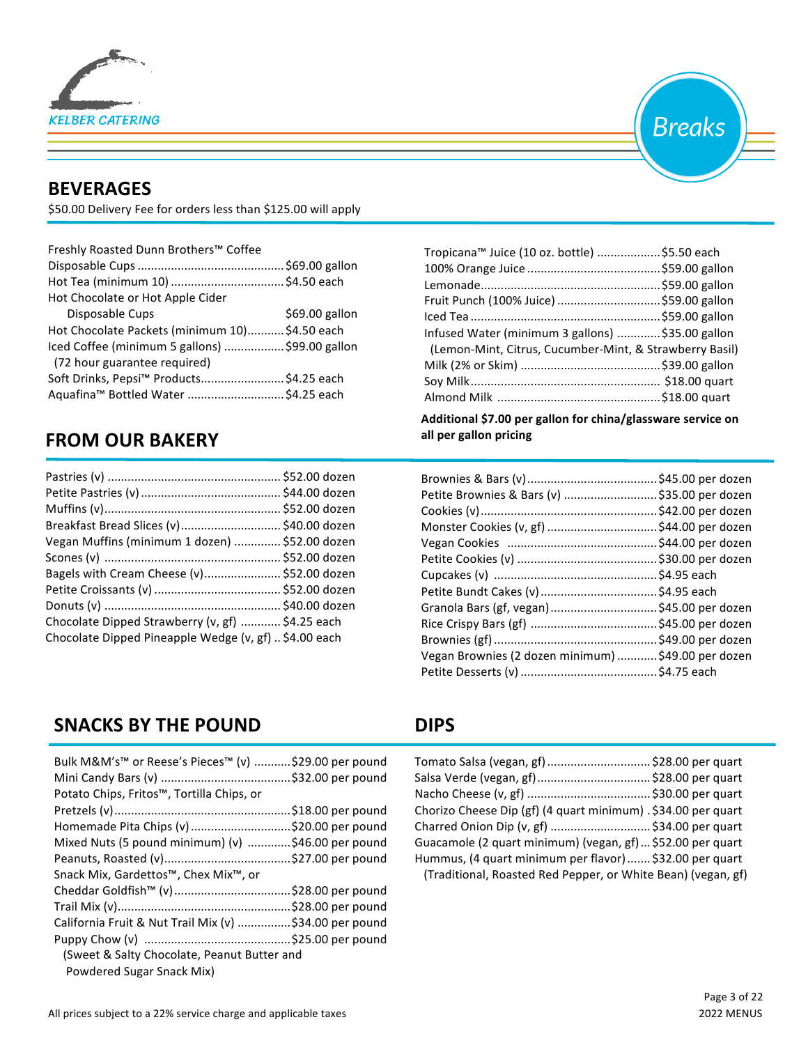KELBER CATERING

# Breaks

## BEVERAGES

$50.00 Delivery Fee for orders less than $125.00 will apply

Freshly Roasted Dunn Brothers™ Coffee
Disposable Cups ............................................ $69.00 gallon
Hot Tea (minimum 10) .................................. $4.50 each
Hot Chocolate or Hot Apple Cider
Disposable Cups $69.00 gallon
Hot Chocolate Packets (minimum 10)........... $4.50 each
Iced Coffee (minimum 5 gallons) .................. $99.00 gallon
(72 hour guarantee required)
Soft Drinks, Pepsi™ Products......................... $4.25 each
Aquafina™ Bottled Water ............................. $4.25 each

Tropicana™ Juice (10 oz. bottle) ................... $5.50 each
100% Orange Juice ........................................ $59.00 gallon
Lemonade...................................................... $59.00 gallon
Fruit Punch (100% Juice) ............................... $59.00 gallon
Iced Tea ......................................................... $59.00 gallon
Infused Water (minimum 3 gallons) ............. $35.00 gallon
(Lemon-Mint, Citrus, Cucumber-Mint, & Strawberry Basil)
Milk (2% or Skim) .......................................... $39.00 gallon
Soy Milk......................................................... $18.00 quart
Almond Milk ................................................. $18.00 quart

**Additional $7.00 per gallon for china/glassware service on all per gallon pricing**

## FROM OUR BAKERY

Pastries (v) .................................................... $52.00 dozen
Petite Pastries (v) .......................................... $44.00 dozen
Muffins (v)..................................................... $52.00 dozen
Breakfast Bread Slices (v).............................. $40.00 dozen
Vegan Muffins (minimum 1 dozen) .............. $52.00 dozen
Scones (v) ..................................................... $52.00 dozen
Bagels with Cream Cheese (v)....................... $52.00 dozen
Petite Croissants (v) ...................................... $52.00 dozen
Donuts (v) ..................................................... $40.00 dozen
Chocolate Dipped Strawberry (v, gf) ............ $4.25 each
Chocolate Dipped Pineapple Wedge (v, gf) .. $4.00 each

Brownies & Bars (v)....................................... $45.00 per dozen
Petite Brownies & Bars (v) ............................ $35.00 per dozen
Cookies (v)..................................................... $42.00 per dozen
Monster Cookies (v, gf) ................................. $44.00 per dozen
Vegan Cookies ............................................. $44.00 per dozen
Petite Cookies (v) .......................................... $30.00 per dozen
Cupcakes (v) ................................................. $4.95 each
Petite Bundt Cakes (v)................................... $4.95 each
Granola Bars (gf, vegan)................................ $45.00 per dozen
Rice Crispy Bars (gf) ...................................... $45.00 per dozen
Brownies (gf) ................................................. $49.00 per dozen
Vegan Brownies (2 dozen minimum) ............ $49.00 per dozen
Petite Desserts (v) ......................................... $4.75 each

## SNACKS BY THE POUND

Bulk M&M's™ or Reese's Pieces™ (v) ........... $29.00 per pound
Mini Candy Bars (v) ....................................... $32.00 per pound
Potato Chips, Fritos™, Tortilla Chips, or
Pretzels (v)..................................................... $18.00 per pound
Homemade Pita Chips (v).............................. $20.00 per pound
Mixed Nuts (5 pound minimum) (v) ............. $46.00 per pound
Peanuts, Roasted (v)...................................... $27.00 per pound
Snack Mix, Gardettos™, Chex Mix™, or
Cheddar Goldfish™ (v)................................... $28.00 per pound
Trail Mix (v).................................................... $28.00 per pound
California Fruit & Nut Trail Mix (v) ................ $34.00 per pound
Puppy Chow (v) ............................................ $25.00 per pound
(Sweet & Salty Chocolate, Peanut Butter and Powdered Sugar Snack Mix)

## DIPS

Tomato Salsa (vegan, gf)............................... $28.00 per quart
Salsa Verde (vegan, gf).................................. $28.00 per quart
Nacho Cheese (v, gf) ..................................... $30.00 per quart
Chorizo Cheese Dip (gf) (4 quart minimum) . $34.00 per quart
Charred Onion Dip (v, gf) .............................. $34.00 per quart
Guacamole (2 quart minimum) (vegan, gf) ... $52.00 per quart
Hummus, (4 quart minimum per flavor)....... $32.00 per quart
(Traditional, Roasted Red Pepper, or White Bean) (vegan, gf)

All prices subject to a 22% service charge and applicable taxes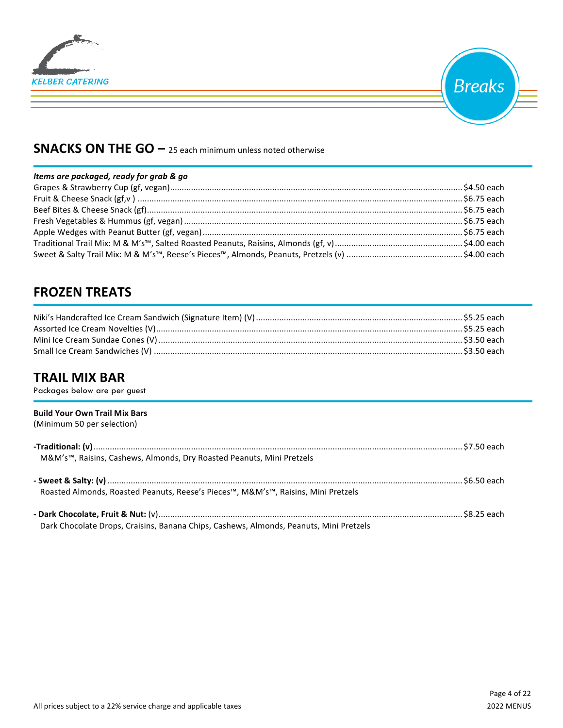KELBER CATERING

Breaks

## SNACKS ON THE GO – 25 each minimum unless noted otherwise

***Items are packaged, ready for grab & go***

Grapes & Strawberry Cup (gf, vegan)....$4.50 each
Fruit & Cheese Snack (gf,v )....$6.75 each
Beef Bites & Cheese Snack (gf)....$6.75 each
Fresh Vegetables & Hummus (gf, vegan)....$6.75 each
Apple Wedges with Peanut Butter (gf, vegan)....$6.75 each
Traditional Trail Mix: M & M's™, Salted Roasted Peanuts, Raisins, Almonds (gf, v)....$4.00 each
Sweet & Salty Trail Mix: M & M's™, Reese's Pieces™, Almonds, Peanuts, Pretzels (v)....$4.00 each

## FROZEN TREATS

Niki's Handcrafted Ice Cream Sandwich (Signature Item) (V)....$5.25 each
Assorted Ice Cream Novelties (V)....$5.25 each
Mini Ice Cream Sundae Cones (V)....$3.50 each
Small Ice Cream Sandwiches (V)....$3.50 each

## TRAIL MIX BAR

Packages below are per guest

**Build Your Own Trail Mix Bars**
(Minimum 50 per selection)

**-Traditional: (v)**....$7.50 each
M&M's™, Raisins, Cashews, Almonds, Dry Roasted Peanuts, Mini Pretzels

**- Sweet & Salty: (v)**....$6.50 each
Roasted Almonds, Roasted Peanuts, Reese's Pieces™, M&M's™, Raisins, Mini Pretzels

**- Dark Chocolate, Fruit & Nut:** (v)....$8.25 each
Dark Chocolate Drops, Craisins, Banana Chips, Cashews, Almonds, Peanuts, Mini Pretzels

All prices subject to a 22% service charge and applicable taxes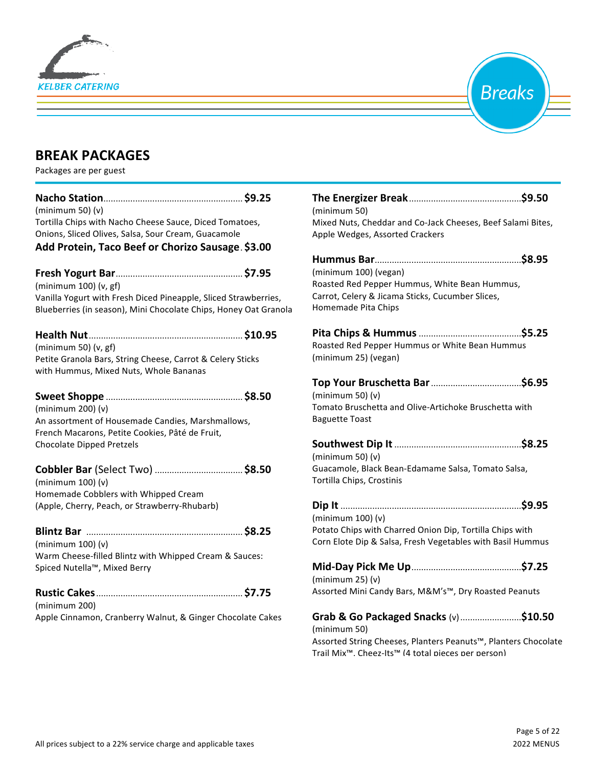KELBER CATERING

# Breaks

## BREAK PACKAGES

Packages are per guest

**Nacho Station** ........ **$9.25**
(minimum 50) (v)
Tortilla Chips with Nacho Cheese Sauce, Diced Tomatoes, Onions, Sliced Olives, Salsa, Sour Cream, Guacamole
**Add Protein, Taco Beef or Chorizo Sausage** . **$3.00**

**Fresh Yogurt Bar** ........ **$7.95**
(minimum 100) (v, gf)
Vanilla Yogurt with Fresh Diced Pineapple, Sliced Strawberries, Blueberries (in season), Mini Chocolate Chips, Honey Oat Granola

**Health Nut** ........ **$10.95**
(minimum 50) (v, gf)
Petite Granola Bars, String Cheese, Carrot & Celery Sticks with Hummus, Mixed Nuts, Whole Bananas

**Sweet Shoppe** ........ **$8.50**
(minimum 200) (v)
An assortment of Housemade Candies, Marshmallows, French Macarons, Petite Cookies, Pâté de Fruit, Chocolate Dipped Pretzels

**Cobbler Bar** (Select Two) ........ **$8.50**
(minimum 100) (v)
Homemade Cobblers with Whipped Cream (Apple, Cherry, Peach, or Strawberry-Rhubarb)

**Blintz Bar** ........ **$8.25**
(minimum 100) (v)
Warm Cheese-filled Blintz with Whipped Cream & Sauces: Spiced Nutella™, Mixed Berry

**Rustic Cakes** ........ **$7.75**
(minimum 200)
Apple Cinnamon, Cranberry Walnut, & Ginger Chocolate Cakes

**The Energizer Break** ........ **$9.50**
(minimum 50)
Mixed Nuts, Cheddar and Co-Jack Cheeses, Beef Salami Bites, Apple Wedges, Assorted Crackers

**Hummus Bar** ........ **$8.95**
(minimum 100) (vegan)
Roasted Red Pepper Hummus, White Bean Hummus, Carrot, Celery & Jicama Sticks, Cucumber Slices, Homemade Pita Chips

**Pita Chips & Hummus** ........ **$5.25**
Roasted Red Pepper Hummus or White Bean Hummus
(minimum 25) (vegan)

**Top Your Bruschetta Bar** ........ **$6.95**
(minimum 50) (v)
Tomato Bruschetta and Olive-Artichoke Bruschetta with Baguette Toast

**Southwest Dip It** ........ **$8.25**
(minimum 50) (v)
Guacamole, Black Bean-Edamame Salsa, Tomato Salsa, Tortilla Chips, Crostinis

**Dip It** ........ **$9.95**
(minimum 100) (v)
Potato Chips with Charred Onion Dip, Tortilla Chips with Corn Elote Dip & Salsa, Fresh Vegetables with Basil Hummus

**Mid-Day Pick Me Up** ........ **$7.25**
(minimum 25) (v)
Assorted Mini Candy Bars, M&M's™, Dry Roasted Peanuts

**Grab & Go Packaged Snacks** (v) ........ **$10.50**
(minimum 50)
Assorted String Cheeses, Planters Peanuts™, Planters Chocolate Trail Mix™, Cheez-Its™ (4 total pieces per person)

All prices subject to a 22% service charge and applicable taxes

2022 MENUS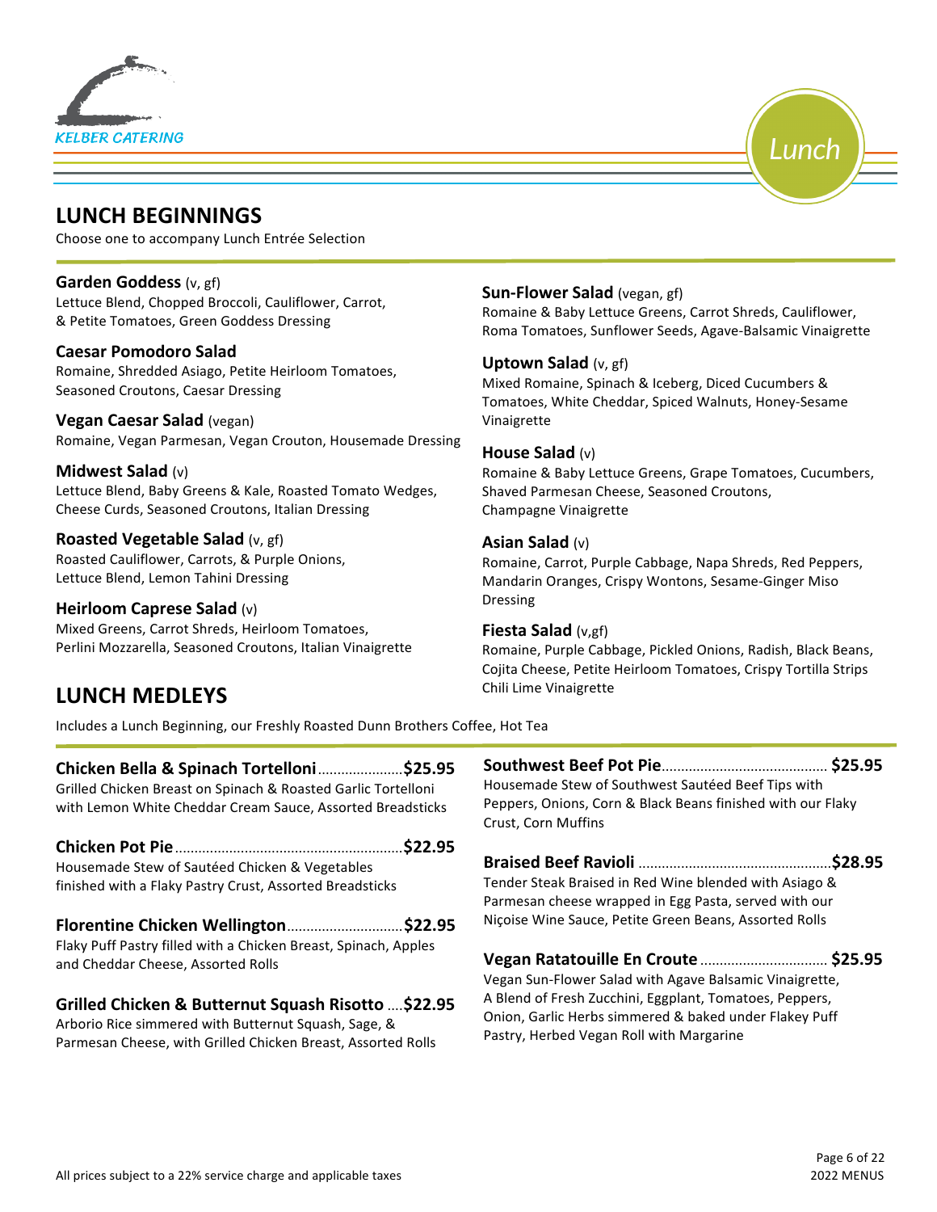KELBER CATERING

Lunch

## LUNCH BEGINNINGS

Choose one to accompany Lunch Entrée Selection

**Garden Goddess** (v, gf)
Lettuce Blend, Chopped Broccoli, Cauliflower, Carrot, & Petite Tomatoes, Green Goddess Dressing

**Caesar Pomodoro Salad**
Romaine, Shredded Asiago, Petite Heirloom Tomatoes, Seasoned Croutons, Caesar Dressing

**Vegan Caesar Salad** (vegan)
Romaine, Vegan Parmesan, Vegan Crouton, Housemade Dressing

**Midwest Salad** (v)
Lettuce Blend, Baby Greens & Kale, Roasted Tomato Wedges, Cheese Curds, Seasoned Croutons, Italian Dressing

**Roasted Vegetable Salad** (v, gf)
Roasted Cauliflower, Carrots, & Purple Onions, Lettuce Blend, Lemon Tahini Dressing

**Heirloom Caprese Salad** (v)
Mixed Greens, Carrot Shreds, Heirloom Tomatoes, Perlini Mozzarella, Seasoned Croutons, Italian Vinaigrette

**Sun-Flower Salad** (vegan, gf)
Romaine & Baby Lettuce Greens, Carrot Shreds, Cauliflower, Roma Tomatoes, Sunflower Seeds, Agave-Balsamic Vinaigrette

**Uptown Salad** (v, gf)
Mixed Romaine, Spinach & Iceberg, Diced Cucumbers & Tomatoes, White Cheddar, Spiced Walnuts, Honey-Sesame Vinaigrette

**House Salad** (v)
Romaine & Baby Lettuce Greens, Grape Tomatoes, Cucumbers, Shaved Parmesan Cheese, Seasoned Croutons, Champagne Vinaigrette

**Asian Salad** (v)
Romaine, Carrot, Purple Cabbage, Napa Shreds, Red Peppers, Mandarin Oranges, Crispy Wontons, Sesame-Ginger Miso Dressing

**Fiesta Salad** (v,gf)
Romaine, Purple Cabbage, Pickled Onions, Radish, Black Beans, Cojita Cheese, Petite Heirloom Tomatoes, Crispy Tortilla Strips Chili Lime Vinaigrette

## LUNCH MEDLEYS

Includes a Lunch Beginning, our Freshly Roasted Dunn Brothers Coffee, Hot Tea

**Chicken Bella & Spinach Tortelloni ..................... $25.95**
Grilled Chicken Breast on Spinach & Roasted Garlic Tortelloni with Lemon White Cheddar Cream Sauce, Assorted Breadsticks

**Chicken Pot Pie ..................... $22.95**
Housemade Stew of Sautéed Chicken & Vegetables finished with a Flaky Pastry Crust, Assorted Breadsticks

**Florentine Chicken Wellington ..................... $22.95**
Flaky Puff Pastry filled with a Chicken Breast, Spinach, Apples and Cheddar Cheese, Assorted Rolls

**Grilled Chicken & Butternut Squash Risotto .... $22.95**
Arborio Rice simmered with Butternut Squash, Sage, & Parmesan Cheese, with Grilled Chicken Breast, Assorted Rolls

**Southwest Beef Pot Pie ..................... $25.95**
Housemade Stew of Southwest Sautéed Beef Tips with Peppers, Onions, Corn & Black Beans finished with our Flaky Crust, Corn Muffins

**Braised Beef Ravioli ..................... $28.95**
Tender Steak Braised in Red Wine blended with Asiago & Parmesan cheese wrapped in Egg Pasta, served with our Niçoise Wine Sauce, Petite Green Beans, Assorted Rolls

**Vegan Ratatouille En Croute ..................... $25.95**
Vegan Sun-Flower Salad with Agave Balsamic Vinaigrette, A Blend of Fresh Zucchini, Eggplant, Tomatoes, Peppers, Onion, Garlic Herbs simmered & baked under Flakey Puff Pastry, Herbed Vegan Roll with Margarine

All prices subject to a 22% service charge and applicable taxes

2022 MENUS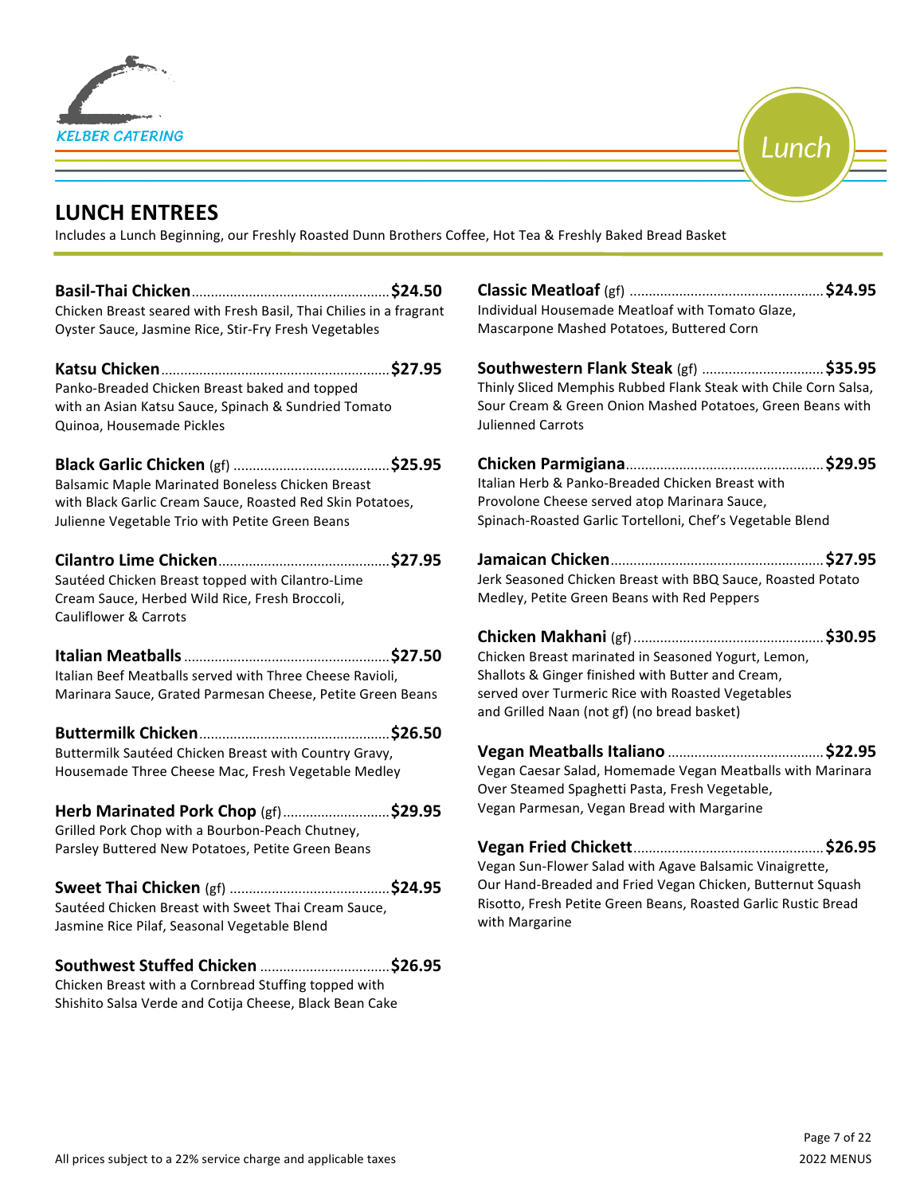KELBER CATERING

Lunch

## LUNCH ENTREES

Includes a Lunch Beginning, our Freshly Roasted Dunn Brothers Coffee, Hot Tea & Freshly Baked Bread Basket

**Basil-Thai Chicken**....................................................**$24.50**
Chicken Breast seared with Fresh Basil, Thai Chilies in a fragrant Oyster Sauce, Jasmine Rice, Stir-Fry Fresh Vegetables

**Katsu Chicken**............................................................**$27.95**
Panko-Breaded Chicken Breast baked and topped with an Asian Katsu Sauce, Spinach & Sundried Tomato Quinoa, Housemade Pickles

**Black Garlic Chicken** (gf) .........................................**$25.95**
Balsamic Maple Marinated Boneless Chicken Breast with Black Garlic Cream Sauce, Roasted Red Skin Potatoes, Julienne Vegetable Trio with Petite Green Beans

**Cilantro Lime Chicken**.............................................**$27.95**
Sautéed Chicken Breast topped with Cilantro-Lime Cream Sauce, Herbed Wild Rice, Fresh Broccoli, Cauliflower & Carrots

**Italian Meatballs** ......................................................**$27.50**
Italian Beef Meatballs served with Three Cheese Ravioli, Marinara Sauce, Grated Parmesan Cheese, Petite Green Beans

**Buttermilk Chicken**..................................................**$26.50**
Buttermilk Sautéed Chicken Breast with Country Gravy, Housemade Three Cheese Mac, Fresh Vegetable Medley

**Herb Marinated Pork Chop** (gf)............................**$29.95**
Grilled Pork Chop with a Bourbon-Peach Chutney, Parsley Buttered New Potatoes, Petite Green Beans

**Sweet Thai Chicken** (gf) ..........................................**$24.95**
Sautéed Chicken Breast with Sweet Thai Cream Sauce, Jasmine Rice Pilaf, Seasonal Vegetable Blend

**Southwest Stuffed Chicken** ..................................**$26.95**
Chicken Breast with a Cornbread Stuffing topped with Shishito Salsa Verde and Cotija Cheese, Black Bean Cake

**Classic Meatloaf** (gf) ..................................................**$24.95**
Individual Housemade Meatloaf with Tomato Glaze, Mascarpone Mashed Potatoes, Buttered Corn

**Southwestern Flank Steak** (gf) ...............................**$35.95**
Thinly Sliced Memphis Rubbed Flank Steak with Chile Corn Salsa, Sour Cream & Green Onion Mashed Potatoes, Green Beans with Julienned Carrots

**Chicken Parmigiana**...................................................**$29.95**
Italian Herb & Panko-Breaded Chicken Breast with Provolone Cheese served atop Marinara Sauce, Spinach-Roasted Garlic Tortelloni, Chef's Vegetable Blend

**Jamaican Chicken**.......................................................**$27.95**
Jerk Seasoned Chicken Breast with BBQ Sauce, Roasted Potato Medley, Petite Green Beans with Red Peppers

**Chicken Makhani** (gf).................................................**$30.95**
Chicken Breast marinated in Seasoned Yogurt, Lemon, Shallots & Ginger finished with Butter and Cream, served over Turmeric Rice with Roasted Vegetables and Grilled Naan (not gf) (no bread basket)

**Vegan Meatballs Italiano** .........................................**$22.95**
Vegan Caesar Salad, Homemade Vegan Meatballs with Marinara Over Steamed Spaghetti Pasta, Fresh Vegetable, Vegan Parmesan, Vegan Bread with Margarine

**Vegan Fried Chickett**.................................................**$26.95**
Vegan Sun-Flower Salad with Agave Balsamic Vinaigrette, Our Hand-Breaded and Fried Vegan Chicken, Butternut Squash Risotto, Fresh Petite Green Beans, Roasted Garlic Rustic Bread with Margarine

All prices subject to a 22% service charge and applicable taxes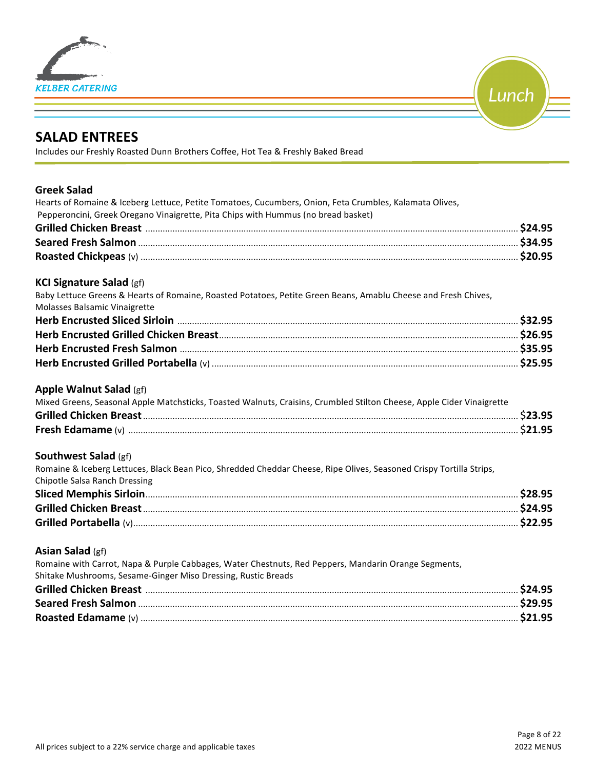KELBER CATERING

Lunch

## SALAD ENTREES

Includes our Freshly Roasted Dunn Brothers Coffee, Hot Tea & Freshly Baked Bread

### Greek Salad

Hearts of Romaine & Iceberg Lettuce, Petite Tomatoes, Cucumbers, Onion, Feta Crumbles, Kalamata Olives, Pepperoncini, Greek Oregano Vinaigrette, Pita Chips with Hummus (no bread basket)

**Grilled Chicken Breast** .......... **$24.95**
**Seared Fresh Salmon** .......... **$34.95**
**Roasted Chickpeas** (v) .......... **$20.95**

### KCI Signature Salad (gf)

Baby Lettuce Greens & Hearts of Romaine, Roasted Potatoes, Petite Green Beans, Amablu Cheese and Fresh Chives, Molasses Balsamic Vinaigrette

**Herb Encrusted Sliced Sirloin** .......... **$32.95**
**Herb Encrusted Grilled Chicken Breast** .......... **$26.95**
**Herb Encrusted Fresh Salmon** .......... **$35.95**
**Herb Encrusted Grilled Portabella** (v) .......... **$25.95**

### Apple Walnut Salad (gf)

Mixed Greens, Seasonal Apple Matchsticks, Toasted Walnuts, Craisins, Crumbled Stilton Cheese, Apple Cider Vinaigrette

**Grilled Chicken Breast** .......... **$23.95**
**Fresh Edamame** (v) .......... **$21.95**

### Southwest Salad (gf)

Romaine & Iceberg Lettuces, Black Bean Pico, Shredded Cheddar Cheese, Ripe Olives, Seasoned Crispy Tortilla Strips, Chipotle Salsa Ranch Dressing

**Sliced Memphis Sirloin** .......... **$28.95**
**Grilled Chicken Breast** .......... **$24.95**
**Grilled Portabella** (v) .......... **$22.95**

### Asian Salad (gf)

Romaine with Carrot, Napa & Purple Cabbages, Water Chestnuts, Red Peppers, Mandarin Orange Segments, Shitake Mushrooms, Sesame-Ginger Miso Dressing, Rustic Breads

**Grilled Chicken Breast** .......... **$24.95**
**Seared Fresh Salmon** .......... **$29.95**
**Roasted Edamame** (v) .......... **$21.95**

All prices subject to a 22% service charge and applicable taxes

2022 MENUS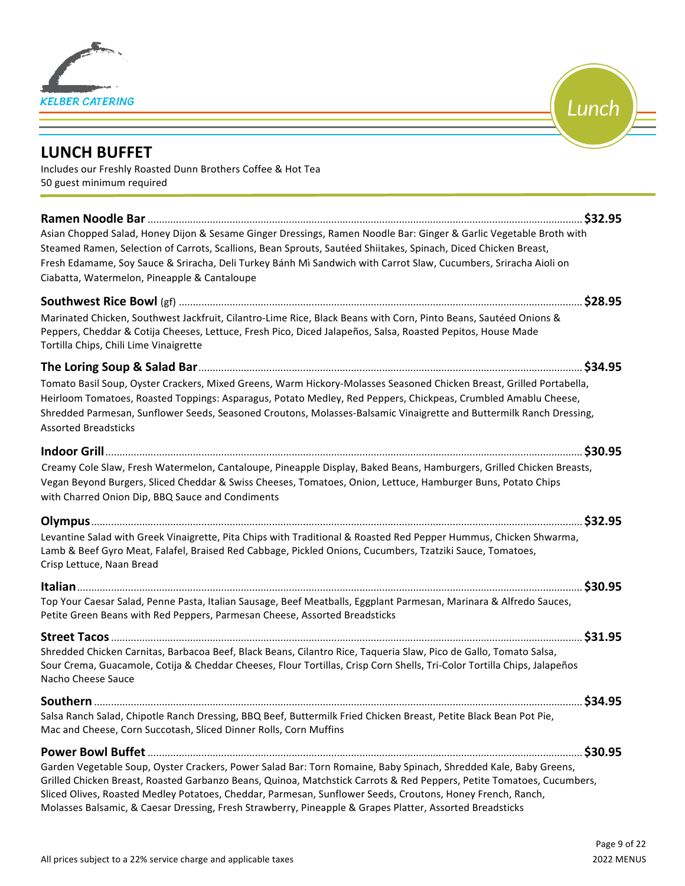KELBER CATERING

Lunch

## LUNCH BUFFET

Includes our Freshly Roasted Dunn Brothers Coffee & Hot Tea
50 guest minimum required

**Ramen Noodle Bar** ........ **$32.95**
Asian Chopped Salad, Honey Dijon & Sesame Ginger Dressings, Ramen Noodle Bar: Ginger & Garlic Vegetable Broth with Steamed Ramen, Selection of Carrots, Scallions, Bean Sprouts, Sautéed Shiitakes, Spinach, Diced Chicken Breast, Fresh Edamame, Soy Sauce & Sriracha, Deli Turkey Bánh Mì Sandwich with Carrot Slaw, Cucumbers, Sriracha Aioli on Ciabatta, Watermelon, Pineapple & Cantaloupe

**Southwest Rice Bowl** (gf) ........ **$28.95**
Marinated Chicken, Southwest Jackfruit, Cilantro-Lime Rice, Black Beans with Corn, Pinto Beans, Sautéed Onions & Peppers, Cheddar & Cotija Cheeses, Lettuce, Fresh Pico, Diced Jalapeños, Salsa, Roasted Pepitos, House Made Tortilla Chips, Chili Lime Vinaigrette

**The Loring Soup & Salad Bar** ........ **$34.95**
Tomato Basil Soup, Oyster Crackers, Mixed Greens, Warm Hickory-Molasses Seasoned Chicken Breast, Grilled Portabella, Heirloom Tomatoes, Roasted Toppings: Asparagus, Potato Medley, Red Peppers, Chickpeas, Crumbled Amablu Cheese, Shredded Parmesan, Sunflower Seeds, Seasoned Croutons, Molasses-Balsamic Vinaigrette and Buttermilk Ranch Dressing, Assorted Breadsticks

**Indoor Grill** ........ **$30.95**
Creamy Cole Slaw, Fresh Watermelon, Cantaloupe, Pineapple Display, Baked Beans, Hamburgers, Grilled Chicken Breasts, Vegan Beyond Burgers, Sliced Cheddar & Swiss Cheeses, Tomatoes, Onion, Lettuce, Hamburger Buns, Potato Chips with Charred Onion Dip, BBQ Sauce and Condiments

**Olympus** ........ **$32.95**
Levantine Salad with Greek Vinaigrette, Pita Chips with Traditional & Roasted Red Pepper Hummus, Chicken Shwarma, Lamb & Beef Gyro Meat, Falafel, Braised Red Cabbage, Pickled Onions, Cucumbers, Tzatziki Sauce, Tomatoes, Crisp Lettuce, Naan Bread

**Italian** ........ **$30.95**
Top Your Caesar Salad, Penne Pasta, Italian Sausage, Beef Meatballs, Eggplant Parmesan, Marinara & Alfredo Sauces, Petite Green Beans with Red Peppers, Parmesan Cheese, Assorted Breadsticks

**Street Tacos** ........ **$31.95**
Shredded Chicken Carnitas, Barbacoa Beef, Black Beans, Cilantro Rice, Taqueria Slaw, Pico de Gallo, Tomato Salsa, Sour Crema, Guacamole, Cotija & Cheddar Cheeses, Flour Tortillas, Crisp Corn Shells, Tri-Color Tortilla Chips, Jalapeños Nacho Cheese Sauce

**Southern** ........ **$34.95**
Salsa Ranch Salad, Chipotle Ranch Dressing, BBQ Beef, Buttermilk Fried Chicken Breast, Petite Black Bean Pot Pie, Mac and Cheese, Corn Succotash, Sliced Dinner Rolls, Corn Muffins

**Power Bowl Buffet** ........ **$30.95**
Garden Vegetable Soup, Oyster Crackers, Power Salad Bar: Torn Romaine, Baby Spinach, Shredded Kale, Baby Greens, Grilled Chicken Breast, Roasted Garbanzo Beans, Quinoa, Matchstick Carrots & Red Peppers, Petite Tomatoes, Cucumbers, Sliced Olives, Roasted Medley Potatoes, Cheddar, Parmesan, Sunflower Seeds, Croutons, Honey French, Ranch, Molasses Balsamic, & Caesar Dressing, Fresh Strawberry, Pineapple & Grapes Platter, Assorted Breadsticks

All prices subject to a 22% service charge and applicable taxes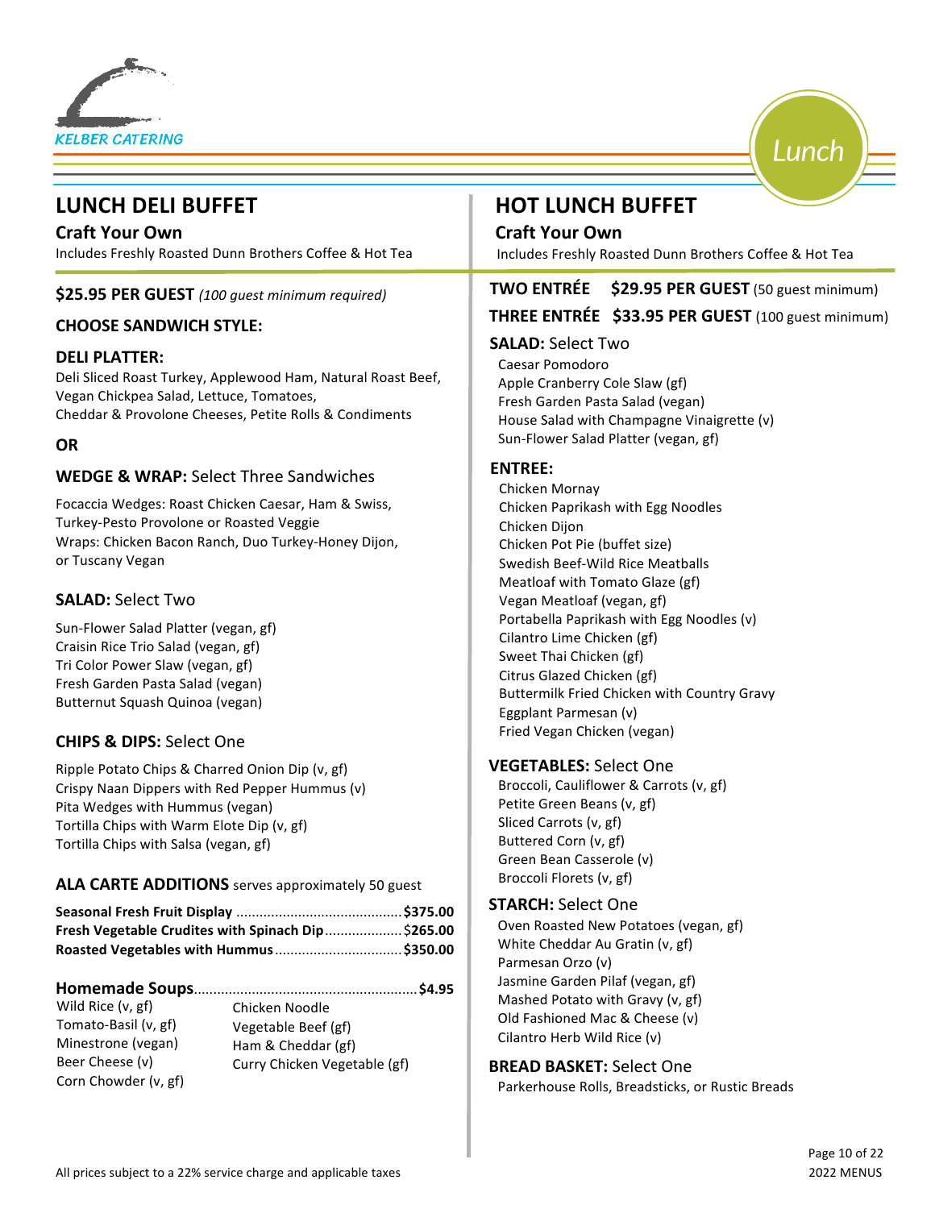KELBER CATERING

Lunch

## LUNCH DELI BUFFET

### Craft Your Own

Includes Freshly Roasted Dunn Brothers Coffee & Hot Tea

**$25.95 PER GUEST** *(100 guest minimum required)*

**CHOOSE SANDWICH STYLE:**

**DELI PLATTER:**
Deli Sliced Roast Turkey, Applewood Ham, Natural Roast Beef, Vegan Chickpea Salad, Lettuce, Tomatoes,
Cheddar & Provolone Cheeses, Petite Rolls & Condiments

**OR**

**WEDGE & WRAP:** Select Three Sandwiches

Focaccia Wedges: Roast Chicken Caesar, Ham & Swiss, Turkey-Pesto Provolone or Roasted Veggie
Wraps: Chicken Bacon Ranch, Duo Turkey-Honey Dijon, or Tuscany Vegan

**SALAD:** Select Two

Sun-Flower Salad Platter (vegan, gf)
Craisin Rice Trio Salad (vegan, gf)
Tri Color Power Slaw (vegan, gf)
Fresh Garden Pasta Salad (vegan)
Butternut Squash Quinoa (vegan)

**CHIPS & DIPS:** Select One

Ripple Potato Chips & Charred Onion Dip (v, gf)
Crispy Naan Dippers with Red Pepper Hummus (v)
Pita Wedges with Hummus (vegan)
Tortilla Chips with Warm Elote Dip (v, gf)
Tortilla Chips with Salsa (vegan, gf)

**ALA CARTE ADDITIONS** serves approximately 50 guest

**Seasonal Fresh Fruit Display** .......... **$375.00**
**Fresh Vegetable Crudites with Spinach Dip** .......... **$265.00**
**Roasted Vegetables with Hummus** .......... **$350.00**

**Homemade Soups** .......... **$4.95**

Wild Rice (v, gf)
Tomato-Basil (v, gf)
Minestrone (vegan)
Beer Cheese (v)
Corn Chowder (v, gf)
Chicken Noodle
Vegetable Beef (gf)
Ham & Cheddar (gf)
Curry Chicken Vegetable (gf)

## HOT LUNCH BUFFET

### Craft Your Own

Includes Freshly Roasted Dunn Brothers Coffee & Hot Tea

**TWO ENTRÉE $29.95 PER GUEST** (50 guest minimum)

**THREE ENTRÉE $33.95 PER GUEST** (100 guest minimum)

**SALAD:** Select Two

Caesar Pomodoro
Apple Cranberry Cole Slaw (gf)
Fresh Garden Pasta Salad (vegan)
House Salad with Champagne Vinaigrette (v)
Sun-Flower Salad Platter (vegan, gf)

**ENTREE:**

Chicken Mornay
Chicken Paprikash with Egg Noodles
Chicken Dijon
Chicken Pot Pie (buffet size)
Swedish Beef-Wild Rice Meatballs
Meatloaf with Tomato Glaze (gf)
Vegan Meatloaf (vegan, gf)
Portabella Paprikash with Egg Noodles (v)
Cilantro Lime Chicken (gf)
Sweet Thai Chicken (gf)
Citrus Glazed Chicken (gf)
Buttermilk Fried Chicken with Country Gravy
Eggplant Parmesan (v)
Fried Vegan Chicken (vegan)

**VEGETABLES:** Select One

Broccoli, Cauliflower & Carrots (v, gf)
Petite Green Beans (v, gf)
Sliced Carrots (v, gf)
Buttered Corn (v, gf)
Green Bean Casserole (v)
Broccoli Florets (v, gf)

**STARCH:** Select One

Oven Roasted New Potatoes (vegan, gf)
White Cheddar Au Gratin (v, gf)
Parmesan Orzo (v)
Jasmine Garden Pilaf (vegan, gf)
Mashed Potato with Gravy (v, gf)
Old Fashioned Mac & Cheese (v)
Cilantro Herb Wild Rice (v)

**BREAD BASKET:** Select One

Parkerhouse Rolls, Breadsticks, or Rustic Breads

All prices subject to a 22% service charge and applicable taxes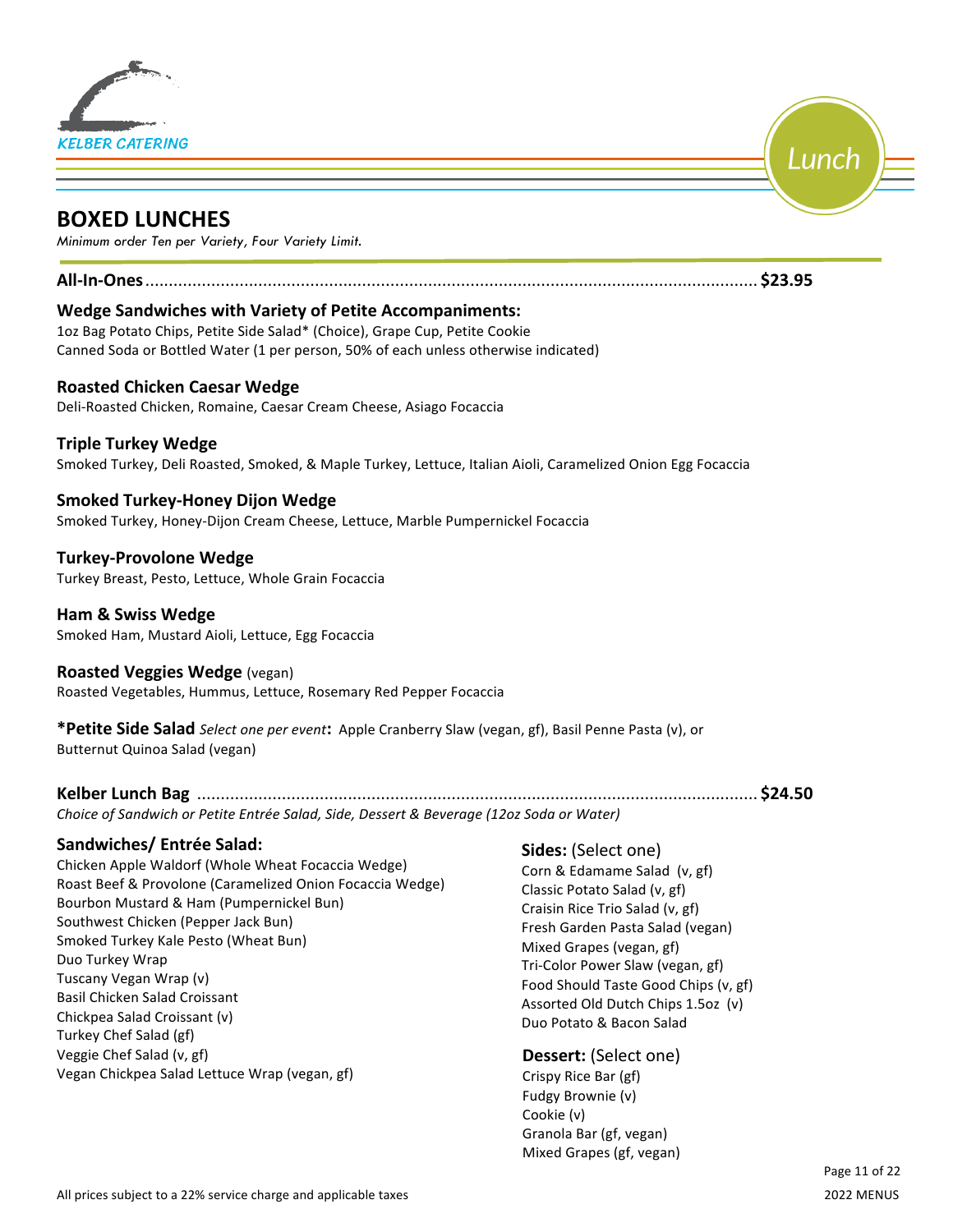KELBER CATERING

Lunch

# BOXED LUNCHES

*Minimum order Ten per Variety, Four Variety Limit.*

**All-In-Ones**........................................................ **$23.95**

### Wedge Sandwiches with Variety of Petite Accompaniments:

1oz Bag Potato Chips, Petite Side Salad* (Choice), Grape Cup, Petite Cookie
Canned Soda or Bottled Water (1 per person, 50% of each unless otherwise indicated)

**Roasted Chicken Caesar Wedge**
Deli-Roasted Chicken, Romaine, Caesar Cream Cheese, Asiago Focaccia

**Triple Turkey Wedge**
Smoked Turkey, Deli Roasted, Smoked, & Maple Turkey, Lettuce, Italian Aioli, Caramelized Onion Egg Focaccia

**Smoked Turkey-Honey Dijon Wedge**
Smoked Turkey, Honey-Dijon Cream Cheese, Lettuce, Marble Pumpernickel Focaccia

**Turkey-Provolone Wedge**
Turkey Breast, Pesto, Lettuce, Whole Grain Focaccia

**Ham & Swiss Wedge**
Smoked Ham, Mustard Aioli, Lettuce, Egg Focaccia

**Roasted Veggies Wedge** (vegan)
Roasted Vegetables, Hummus, Lettuce, Rosemary Red Pepper Focaccia

***Petite Side Salad** *Select one per event***:** Apple Cranberry Slaw (vegan, gf), Basil Penne Pasta (v), or Butternut Quinoa Salad (vegan)

**Kelber Lunch Bag** ........................................................ **$24.50**

*Choice of Sandwich or Petite Entrée Salad, Side, Dessert & Beverage (12oz Soda or Water)*

### Sandwiches/ Entrée Salad:

Chicken Apple Waldorf (Whole Wheat Focaccia Wedge)
Roast Beef & Provolone (Caramelized Onion Focaccia Wedge)
Bourbon Mustard & Ham (Pumpernickel Bun)
Southwest Chicken (Pepper Jack Bun)
Smoked Turkey Kale Pesto (Wheat Bun)
Duo Turkey Wrap
Tuscany Vegan Wrap (v)
Basil Chicken Salad Croissant
Chickpea Salad Croissant (v)
Turkey Chef Salad (gf)
Veggie Chef Salad (v, gf)
Vegan Chickpea Salad Lettuce Wrap (vegan, gf)

### Sides: (Select one)

Corn & Edamame Salad (v, gf)
Classic Potato Salad (v, gf)
Craisin Rice Trio Salad (v, gf)
Fresh Garden Pasta Salad (vegan)
Mixed Grapes (vegan, gf)
Tri-Color Power Slaw (vegan, gf)
Food Should Taste Good Chips (v, gf)
Assorted Old Dutch Chips 1.5oz (v)
Duo Potato & Bacon Salad

### Dessert: (Select one)

Crispy Rice Bar (gf)
Fudgy Brownie (v)
Cookie (v)
Granola Bar (gf, vegan)
Mixed Grapes (gf, vegan)

All prices subject to a 22% service charge and applicable taxes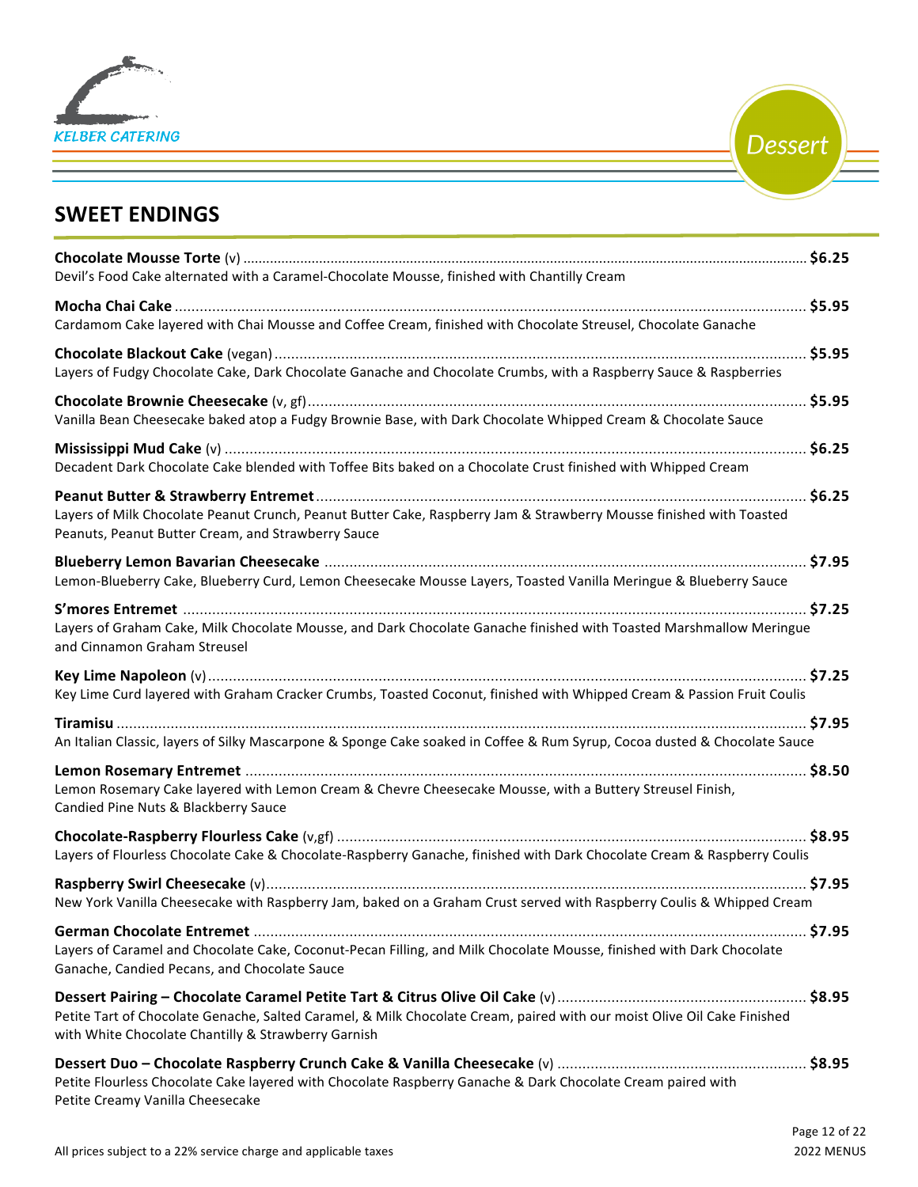KELBER CATERING

Dessert

## SWEET ENDINGS

**Chocolate Mousse Torte** (v) .................................................. **$6.25**
Devil's Food Cake alternated with a Caramel-Chocolate Mousse, finished with Chantilly Cream

**Mocha Chai Cake** .................................................. **$5.95**
Cardamom Cake layered with Chai Mousse and Coffee Cream, finished with Chocolate Streusel, Chocolate Ganache

**Chocolate Blackout Cake** (vegan) .................................................. **$5.95**
Layers of Fudgy Chocolate Cake, Dark Chocolate Ganache and Chocolate Crumbs, with a Raspberry Sauce & Raspberries

**Chocolate Brownie Cheesecake** (v, gf) .................................................. **$5.95**
Vanilla Bean Cheesecake baked atop a Fudgy Brownie Base, with Dark Chocolate Whipped Cream & Chocolate Sauce

**Mississippi Mud Cake** (v) .................................................. **$6.25**
Decadent Dark Chocolate Cake blended with Toffee Bits baked on a Chocolate Crust finished with Whipped Cream

**Peanut Butter & Strawberry Entremet** .................................................. **$6.25**
Layers of Milk Chocolate Peanut Crunch, Peanut Butter Cake, Raspberry Jam & Strawberry Mousse finished with Toasted Peanuts, Peanut Butter Cream, and Strawberry Sauce

**Blueberry Lemon Bavarian Cheesecake** .................................................. **$7.95**
Lemon-Blueberry Cake, Blueberry Curd, Lemon Cheesecake Mousse Layers, Toasted Vanilla Meringue & Blueberry Sauce

**S'mores Entremet** .................................................. **$7.25**
Layers of Graham Cake, Milk Chocolate Mousse, and Dark Chocolate Ganache finished with Toasted Marshmallow Meringue and Cinnamon Graham Streusel

**Key Lime Napoleon** (v) .................................................. **$7.25**
Key Lime Curd layered with Graham Cracker Crumbs, Toasted Coconut, finished with Whipped Cream & Passion Fruit Coulis

**Tiramisu** .................................................. **$7.95**
An Italian Classic, layers of Silky Mascarpone & Sponge Cake soaked in Coffee & Rum Syrup, Cocoa dusted & Chocolate Sauce

**Lemon Rosemary Entremet** .................................................. **$8.50**
Lemon Rosemary Cake layered with Lemon Cream & Chevre Cheesecake Mousse, with a Buttery Streusel Finish, Candied Pine Nuts & Blackberry Sauce

**Chocolate-Raspberry Flourless Cake** (v,gf) .................................................. **$8.95**
Layers of Flourless Chocolate Cake & Chocolate-Raspberry Ganache, finished with Dark Chocolate Cream & Raspberry Coulis

**Raspberry Swirl Cheesecake** (v) .................................................. **$7.95**
New York Vanilla Cheesecake with Raspberry Jam, baked on a Graham Crust served with Raspberry Coulis & Whipped Cream

**German Chocolate Entremet** .................................................. **$7.95**
Layers of Caramel and Chocolate Cake, Coconut-Pecan Filling, and Milk Chocolate Mousse, finished with Dark Chocolate Ganache, Candied Pecans, and Chocolate Sauce

**Dessert Pairing – Chocolate Caramel Petite Tart & Citrus Olive Oil Cake** (v) .................................................. **$8.95**
Petite Tart of Chocolate Genache, Salted Caramel, & Milk Chocolate Cream, paired with our moist Olive Oil Cake Finished with White Chocolate Chantilly & Strawberry Garnish

**Dessert Duo – Chocolate Raspberry Crunch Cake & Vanilla Cheesecake** (v) .................................................. **$8.95**
Petite Flourless Chocolate Cake layered with Chocolate Raspberry Ganache & Dark Chocolate Cream paired with Petite Creamy Vanilla Cheesecake

All prices subject to a 22% service charge and applicable taxes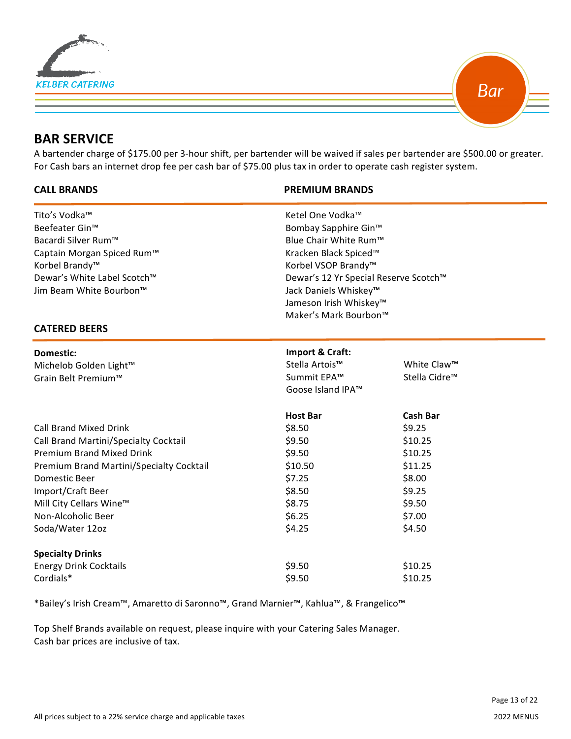KELBER CATERING

Bar

## BAR SERVICE

A bartender charge of $175.00 per 3-hour shift, per bartender will be waived if sales per bartender are $500.00 or greater. For Cash bars an internet drop fee per cash bar of $75.00 plus tax in order to operate cash register system.

| CALL BRANDS | PREMIUM BRANDS |
|---|---|
| Tito's Vodka™ | Ketel One Vodka™ |
| Beefeater Gin™ | Bombay Sapphire Gin™ |
| Bacardi Silver Rum™ | Blue Chair White Rum™ |
| Captain Morgan Spiced Rum™ | Kracken Black Spiced™ |
| Korbel Brandy™ | Korbel VSOP Brandy™ |
| Dewar's White Label Scotch™ | Dewar's 12 Yr Special Reserve Scotch™ |
| Jim Beam White Bourbon™ | Jack Daniels Whiskey™ |
| | Jameson Irish Whiskey™ |
| | Maker's Mark Bourbon™ |

### CATERED BEERS

| Domestic: | Import & Craft: | |
|---|---|---|
| Michelob Golden Light™ | Stella Artois™ | White Claw™ |
| Grain Belt Premium™ | Summit EPA™ | Stella Cidre™ |
| | Goose Island IPA™ | |

| | Host Bar | Cash Bar |
|---|---|---|
| Call Brand Mixed Drink | $8.50 | $9.25 |
| Call Brand Martini/Specialty Cocktail | $9.50 | $10.25 |
| Premium Brand Mixed Drink | $9.50 | $10.25 |
| Premium Brand Martini/Specialty Cocktail | $10.50 | $11.25 |
| Domestic Beer | $7.25 | $8.00 |
| Import/Craft Beer | $8.50 | $9.25 |
| Mill City Cellars Wine™ | $8.75 | $9.50 |
| Non-Alcoholic Beer | $6.25 | $7.00 |
| Soda/Water 12oz | $4.25 | $4.50 |
| **Specialty Drinks** | | |
| Energy Drink Cocktails | $9.50 | $10.25 |
| Cordials* | $9.50 | $10.25 |

*Bailey's Irish Cream™, Amaretto di Saronno™, Grand Marnier™, Kahlua™, & Frangelico™

Top Shelf Brands available on request, please inquire with your Catering Sales Manager.
Cash bar prices are inclusive of tax.

All prices subject to a 22% service charge and applicable taxes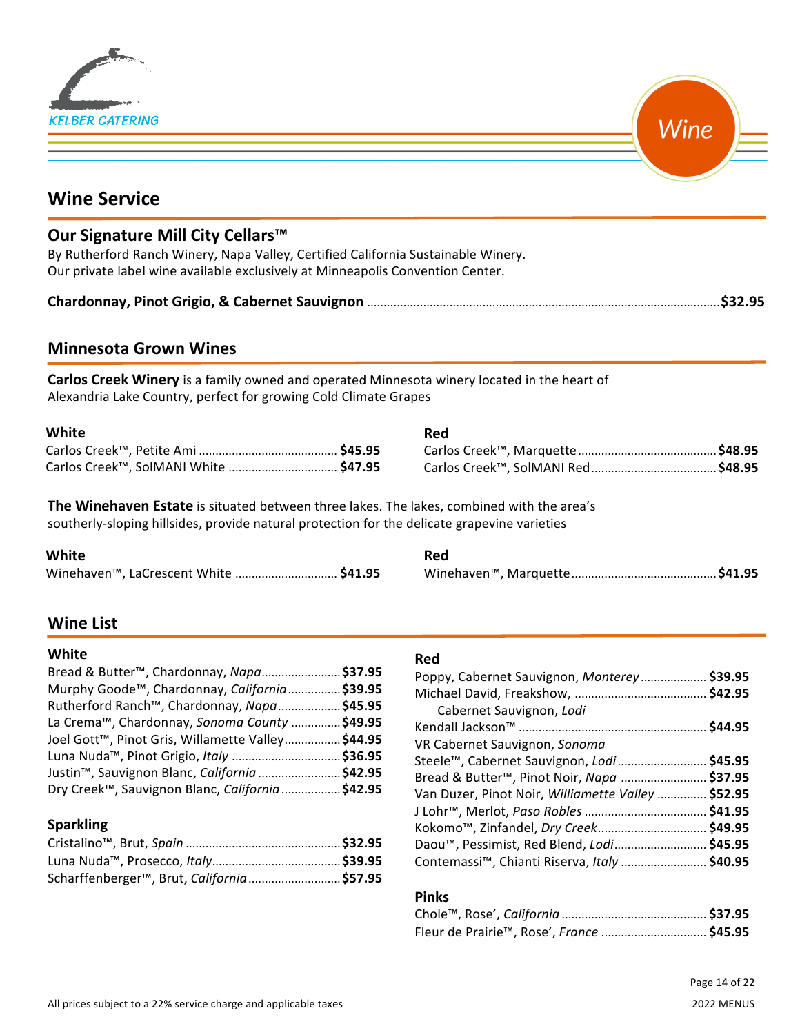KELBER CATERING

Wine

## Wine Service

### Our Signature Mill City Cellars™

By Rutherford Ranch Winery, Napa Valley, Certified California Sustainable Winery.
Our private label wine available exclusively at Minneapolis Convention Center.

**Chardonnay, Pinot Grigio, & Cabernet Sauvignon** .......... **$32.95**

### Minnesota Grown Wines

**Carlos Creek Winery** is a family owned and operated Minnesota winery located in the heart of Alexandria Lake Country, perfect for growing Cold Climate Grapes

**White**

- Carlos Creek™, Petite Ami .......... **$45.95**
- Carlos Creek™, SolMANI White .......... **$47.95**

**Red**

- Carlos Creek™, Marquette .......... **$48.95**
- Carlos Creek™, SolMANI Red .......... **$48.95**

**The Winehaven Estate** is situated between three lakes. The lakes, combined with the area's southerly-sloping hillsides, provide natural protection for the delicate grapevine varieties

**White**

- Winehaven™, LaCrescent White .......... **$41.95**

**Red**

- Winehaven™, Marquette .......... **$41.95**

### Wine List

**White**

- Bread & Butter™, Chardonnay, *Napa* .......... **$37.95**
- Murphy Goode™, Chardonnay, *California* .......... **$39.95**
- Rutherford Ranch™, Chardonnay, *Napa* .......... **$45.95**
- La Crema™, Chardonnay, *Sonoma County* .......... **$49.95**
- Joel Gott™, Pinot Gris, Willamette Valley .......... **$44.95**
- Luna Nuda™, Pinot Grigio, *Italy* .......... **$36.95**
- Justin™, Sauvignon Blanc, *California* .......... **$42.95**
- Dry Creek™, Sauvignon Blanc, *California* .......... **$42.95**

**Sparkling**

- Cristalino™, Brut, *Spain* .......... **$32.95**
- Luna Nuda™, Prosecco, *Italy* .......... **$39.95**
- Scharffenberger™, Brut, *California* .......... **$57.95**

**Red**

- Poppy, Cabernet Sauvignon, *Monterey* .......... **$39.95**
- Michael David, Freakshow, Cabernet Sauvignon, *Lodi* .......... **$42.95**
- Kendall Jackson™ VR Cabernet Sauvignon, *Sonoma* .......... **$44.95**
- Steele™, Cabernet Sauvignon, *Lodi* .......... **$45.95**
- Bread & Butter™, Pinot Noir, *Napa* .......... **$37.95**
- Van Duzer, Pinot Noir, *Williamette Valley* .......... **$52.95**
- J Lohr™, Merlot, *Paso Robles* .......... **$41.95**
- Kokomo™, Zinfandel, *Dry Creek* .......... **$49.95**
- Daou™, Pessimist, Red Blend, *Lodi* .......... **$45.95**
- Contemassi™, Chianti Riserva, *Italy* .......... **$40.95**

**Pinks**

- Chole™, Rose', *California* .......... **$37.95**
- Fleur de Prairie™, Rose', *France* .......... **$45.95**

All prices subject to a 22% service charge and applicable taxes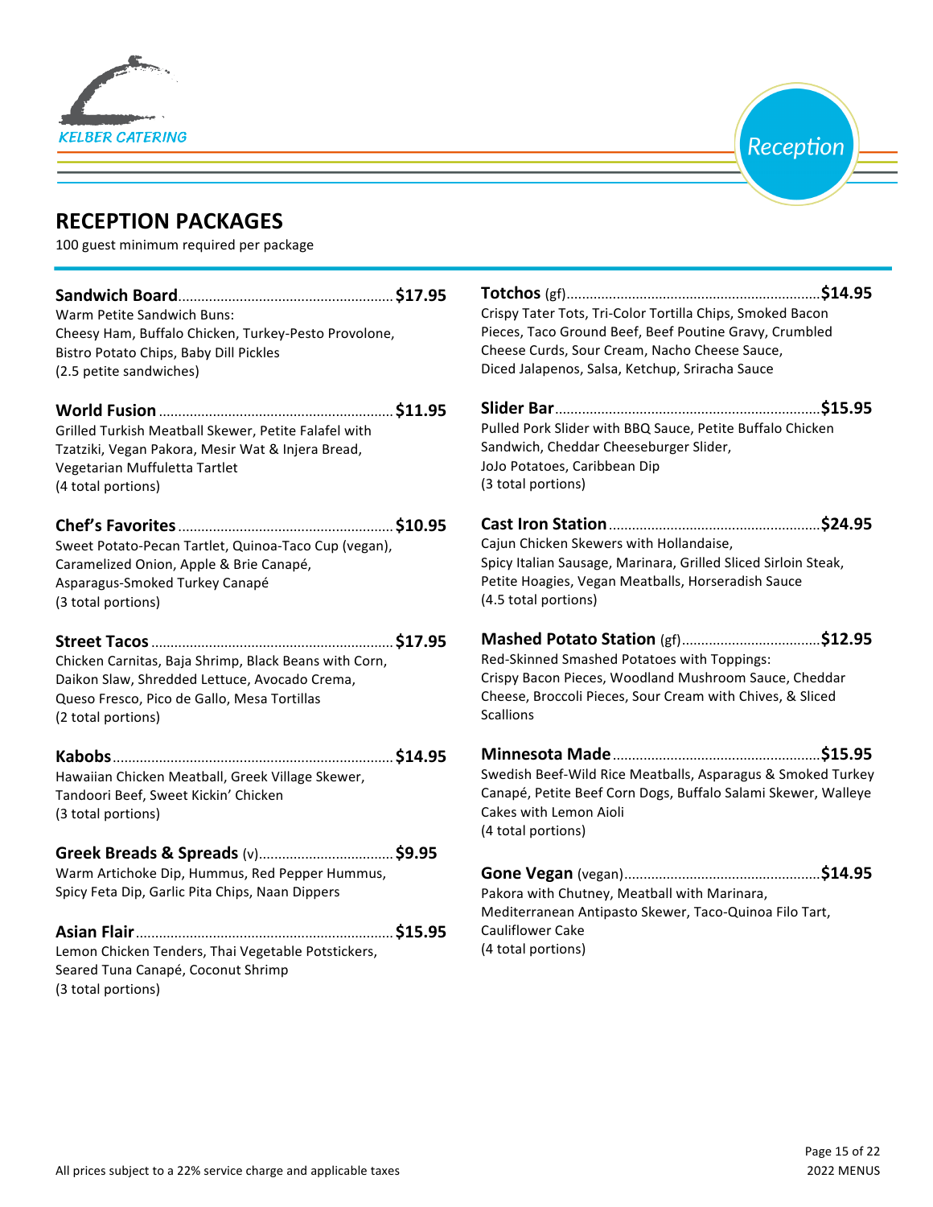KELBER CATERING

Reception

# RECEPTION PACKAGES

100 guest minimum required per package

**Sandwich Board** ........ **$17.95**
Warm Petite Sandwich Buns:
Cheesy Ham, Buffalo Chicken, Turkey-Pesto Provolone,
Bistro Potato Chips, Baby Dill Pickles
(2.5 petite sandwiches)

**World Fusion** ........ **$11.95**
Grilled Turkish Meatball Skewer, Petite Falafel with Tzatziki, Vegan Pakora, Mesir Wat & Injera Bread, Vegetarian Muffuletta Tartlet
(4 total portions)

**Chef's Favorites** ........ **$10.95**
Sweet Potato-Pecan Tartlet, Quinoa-Taco Cup (vegan),
Caramelized Onion, Apple & Brie Canapé,
Asparagus-Smoked Turkey Canapé
(3 total portions)

**Street Tacos** ........ **$17.95**
Chicken Carnitas, Baja Shrimp, Black Beans with Corn,
Daikon Slaw, Shredded Lettuce, Avocado Crema,
Queso Fresco, Pico de Gallo, Mesa Tortillas
(2 total portions)

**Kabobs** ........ **$14.95**
Hawaiian Chicken Meatball, Greek Village Skewer,
Tandoori Beef, Sweet Kickin' Chicken
(3 total portions)

**Greek Breads & Spreads** (v) ........ **$9.95**
Warm Artichoke Dip, Hummus, Red Pepper Hummus,
Spicy Feta Dip, Garlic Pita Chips, Naan Dippers

**Asian Flair** ........ **$15.95**
Lemon Chicken Tenders, Thai Vegetable Potstickers,
Seared Tuna Canapé, Coconut Shrimp
(3 total portions)

**Totchos** (gf) ........ **$14.95**
Crispy Tater Tots, Tri-Color Tortilla Chips, Smoked Bacon Pieces, Taco Ground Beef, Beef Poutine Gravy, Crumbled Cheese Curds, Sour Cream, Nacho Cheese Sauce,
Diced Jalapenos, Salsa, Ketchup, Sriracha Sauce

**Slider Bar** ........ **$15.95**
Pulled Pork Slider with BBQ Sauce, Petite Buffalo Chicken Sandwich, Cheddar Cheeseburger Slider,
JoJo Potatoes, Caribbean Dip
(3 total portions)

**Cast Iron Station** ........ **$24.95**
Cajun Chicken Skewers with Hollandaise,
Spicy Italian Sausage, Marinara, Grilled Sliced Sirloin Steak,
Petite Hoagies, Vegan Meatballs, Horseradish Sauce
(4.5 total portions)

**Mashed Potato Station** (gf) ........ **$12.95**
Red-Skinned Smashed Potatoes with Toppings:
Crispy Bacon Pieces, Woodland Mushroom Sauce, Cheddar Cheese, Broccoli Pieces, Sour Cream with Chives, & Sliced Scallions

**Minnesota Made** ........ **$15.95**
Swedish Beef-Wild Rice Meatballs, Asparagus & Smoked Turkey Canapé, Petite Beef Corn Dogs, Buffalo Salami Skewer, Walleye Cakes with Lemon Aioli
(4 total portions)

**Gone Vegan** (vegan) ........ **$14.95**
Pakora with Chutney, Meatball with Marinara,
Mediterranean Antipasto Skewer, Taco-Quinoa Filo Tart,
Cauliflower Cake
(4 total portions)

All prices subject to a 22% service charge and applicable taxes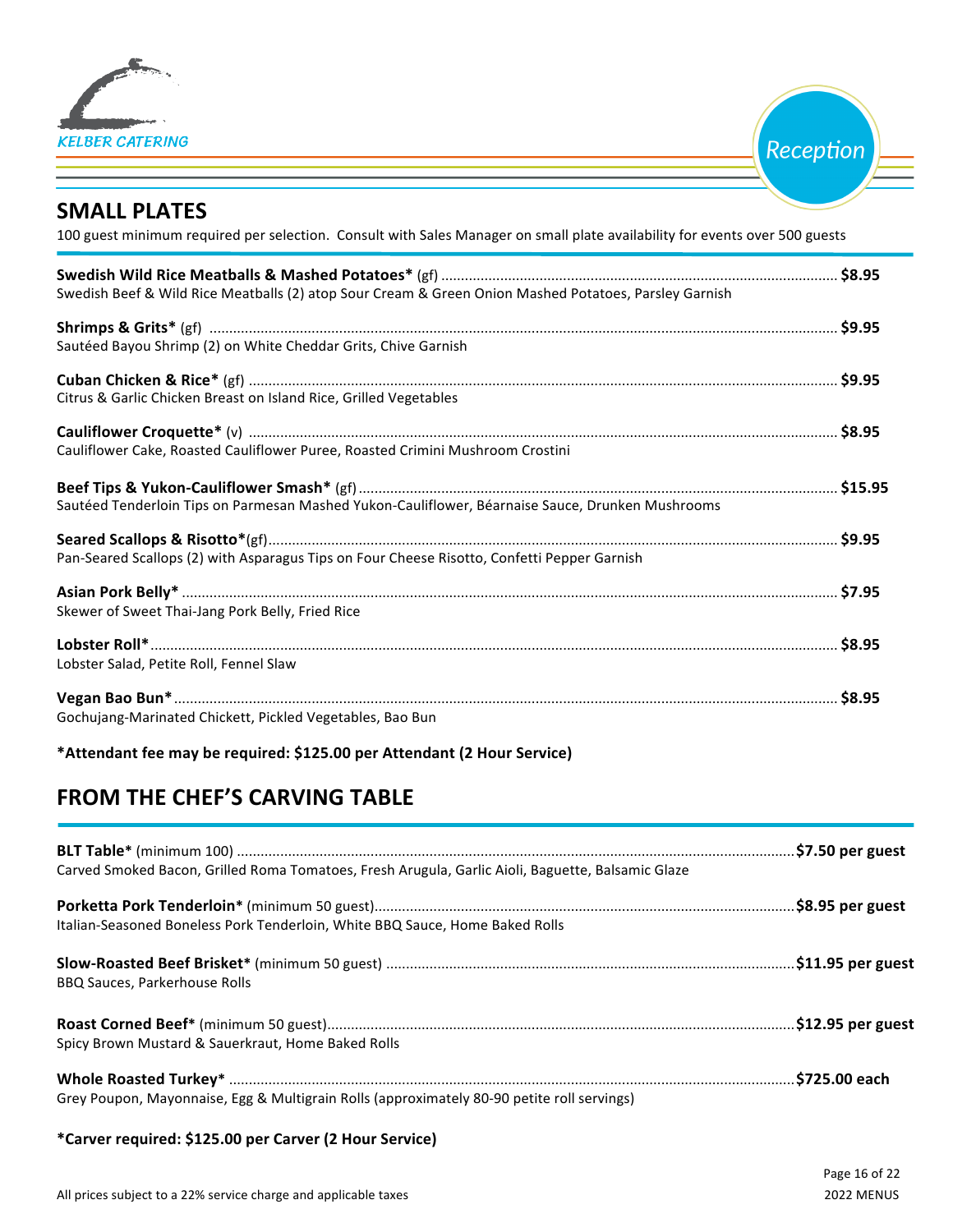KELBER CATERING

Reception

## SMALL PLATES

100 guest minimum required per selection. Consult with Sales Manager on small plate availability for events over 500 guests

**Swedish Wild Rice Meatballs & Mashed Potatoes*** (gf) .......... **$8.95**
Swedish Beef & Wild Rice Meatballs (2) atop Sour Cream & Green Onion Mashed Potatoes, Parsley Garnish

**Shrimps & Grits*** (gf) .......... **$9.95**
Sautéed Bayou Shrimp (2) on White Cheddar Grits, Chive Garnish

**Cuban Chicken & Rice*** (gf) .......... **$9.95**
Citrus & Garlic Chicken Breast on Island Rice, Grilled Vegetables

**Cauliflower Croquette*** (v) .......... **$8.95**
Cauliflower Cake, Roasted Cauliflower Puree, Roasted Crimini Mushroom Crostini

**Beef Tips & Yukon-Cauliflower Smash*** (gf) .......... **$15.95**
Sautéed Tenderloin Tips on Parmesan Mashed Yukon-Cauliflower, Béarnaise Sauce, Drunken Mushrooms

**Seared Scallops & Risotto***(gf) .......... **$9.95**
Pan-Seared Scallops (2) with Asparagus Tips on Four Cheese Risotto, Confetti Pepper Garnish

**Asian Pork Belly*** .......... **$7.95**
Skewer of Sweet Thai-Jang Pork Belly, Fried Rice

**Lobster Roll*** .......... **$8.95**
Lobster Salad, Petite Roll, Fennel Slaw

**Vegan Bao Bun*** .......... **$8.95**
Gochujang-Marinated Chickett, Pickled Vegetables, Bao Bun

***Attendant fee may be required: $125.00 per Attendant (2 Hour Service)**

## FROM THE CHEF'S CARVING TABLE

**BLT Table*** (minimum 100) .......... **$7.50 per guest**
Carved Smoked Bacon, Grilled Roma Tomatoes, Fresh Arugula, Garlic Aioli, Baguette, Balsamic Glaze

**Porketta Pork Tenderloin*** (minimum 50 guest) .......... **$8.95 per guest**
Italian-Seasoned Boneless Pork Tenderloin, White BBQ Sauce, Home Baked Rolls

**Slow-Roasted Beef Brisket*** (minimum 50 guest) .......... **$11.95 per guest**
BBQ Sauces, Parkerhouse Rolls

**Roast Corned Beef*** (minimum 50 guest) .......... **$12.95 per guest**
Spicy Brown Mustard & Sauerkraut, Home Baked Rolls

**Whole Roasted Turkey*** .......... **$725.00 each**
Grey Poupon, Mayonnaise, Egg & Multigrain Rolls (approximately 80-90 petite roll servings)

***Carver required: $125.00 per Carver (2 Hour Service)**

All prices subject to a 22% service charge and applicable taxes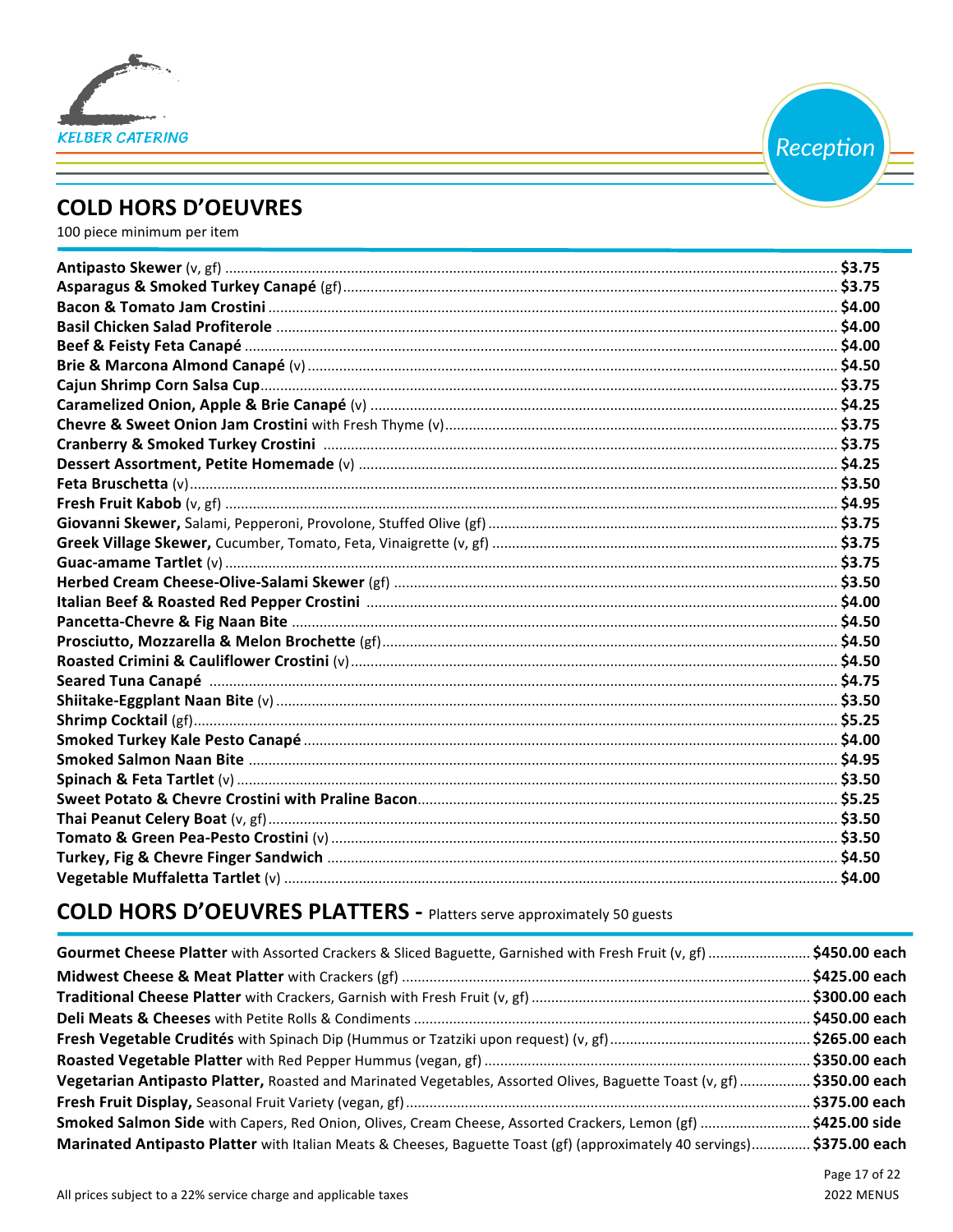KELBER CATERING

Reception

## COLD HORS D'OEUVRES

100 piece minimum per item

| Item | Price |
|---|---|
| **Antipasto Skewer** (v, gf) | $3.75 |
| **Asparagus & Smoked Turkey Canapé** (gf) | $3.75 |
| **Bacon & Tomato Jam Crostini** | $4.00 |
| **Basil Chicken Salad Profiterole** | $4.00 |
| **Beef & Feisty Feta Canapé** | $4.00 |
| **Brie & Marcona Almond Canapé** (v) | $4.50 |
| **Cajun Shrimp Corn Salsa Cup** | $3.75 |
| **Caramelized Onion, Apple & Brie Canapé** (v) | $4.25 |
| **Chevre & Sweet Onion Jam Crostini** with Fresh Thyme (v) | $3.75 |
| **Cranberry & Smoked Turkey Crostini** | $3.75 |
| **Dessert Assortment, Petite Homemade** (v) | $4.25 |
| **Feta Bruschetta** (v) | $3.50 |
| **Fresh Fruit Kabob** (v, gf) | $4.95 |
| **Giovanni Skewer,** Salami, Pepperoni, Provolone, Stuffed Olive (gf) | $3.75 |
| **Greek Village Skewer,** Cucumber, Tomato, Feta, Vinaigrette (v, gf) | $3.75 |
| **Guac-amame Tartlet** (v) | $3.75 |
| **Herbed Cream Cheese-Olive-Salami Skewer** (gf) | $3.50 |
| **Italian Beef & Roasted Red Pepper Crostini** | $4.00 |
| **Pancetta-Chevre & Fig Naan Bite** | $4.50 |
| **Prosciutto, Mozzarella & Melon Brochette** (gf) | $4.50 |
| **Roasted Crimini & Cauliflower Crostini** (v) | $4.50 |
| **Seared Tuna Canapé** | $4.75 |
| **Shiitake-Eggplant Naan Bite** (v) | $3.50 |
| **Shrimp Cocktail** (gf) | $5.25 |
| **Smoked Turkey Kale Pesto Canapé** | $4.00 |
| **Smoked Salmon Naan Bite** | $4.95 |
| **Spinach & Feta Tartlet** (v) | $3.50 |
| **Sweet Potato & Chevre Crostini with Praline Bacon** | $5.25 |
| **Thai Peanut Celery Boat** (v, gf) | $3.50 |
| **Tomato & Green Pea-Pesto Crostini** (v) | $3.50 |
| **Turkey, Fig & Chevre Finger Sandwich** | $4.50 |
| **Vegetable Muffaletta Tartlet** (v) | $4.00 |

## COLD HORS D'OEUVRES PLATTERS - Platters serve approximately 50 guests

| Item | Price |
|---|---|
| **Gourmet Cheese Platter** with Assorted Crackers & Sliced Baguette, Garnished with Fresh Fruit (v, gf) | $450.00 each |
| **Midwest Cheese & Meat Platter** with Crackers (gf) | $425.00 each |
| **Traditional Cheese Platter** with Crackers, Garnish with Fresh Fruit (v, gf) | $300.00 each |
| **Deli Meats & Cheeses** with Petite Rolls & Condiments | $450.00 each |
| **Fresh Vegetable Crudités** with Spinach Dip (Hummus or Tzatziki upon request) (v, gf) | $265.00 each |
| **Roasted Vegetable Platter** with Red Pepper Hummus (vegan, gf) | $350.00 each |
| **Vegetarian Antipasto Platter,** Roasted and Marinated Vegetables, Assorted Olives, Baguette Toast (v, gf) | $350.00 each |
| **Fresh Fruit Display,** Seasonal Fruit Variety (vegan, gf) | $375.00 each |
| **Smoked Salmon Side** with Capers, Red Onion, Olives, Cream Cheese, Assorted Crackers, Lemon (gf) | $425.00 side |
| **Marinated Antipasto Platter** with Italian Meats & Cheeses, Baguette Toast (gf) (approximately 40 servings) | $375.00 each |

All prices subject to a 22% service charge and applicable taxes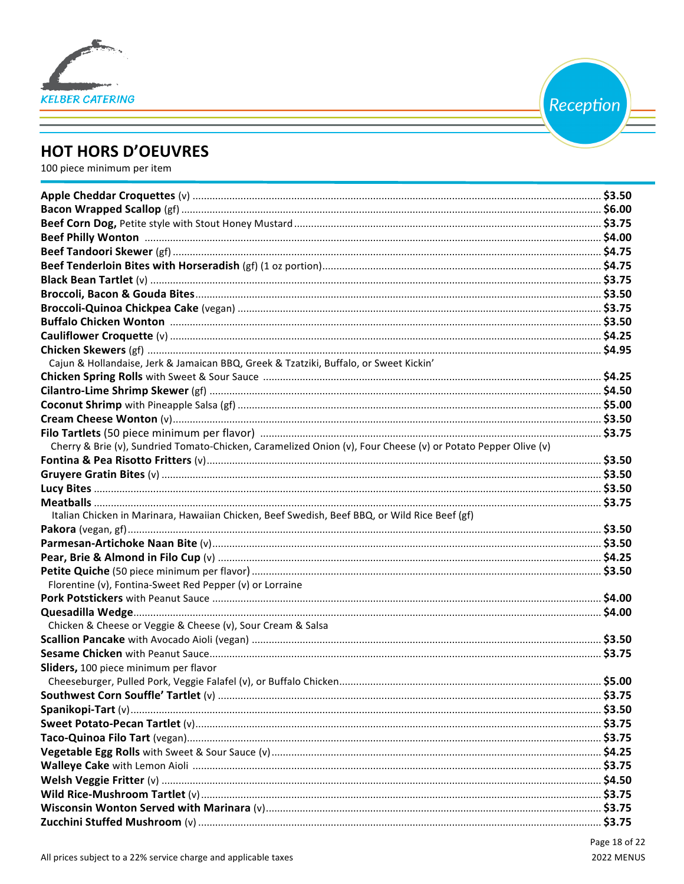KELBER CATERING

Reception

## HOT HORS D'OEUVRES

100 piece minimum per item

**Apple Cheddar Croquettes** (v) ..... $3.50
**Bacon Wrapped Scallop** (gf) ..... $6.00
**Beef Corn Dog,** Petite style with Stout Honey Mustard ..... $3.75
**Beef Philly Wonton** ..... $4.00
**Beef Tandoori Skewer** (gf) ..... $4.75
**Beef Tenderloin Bites with Horseradish** (gf) (1 oz portion) ..... $4.75
**Black Bean Tartlet** (v) ..... $3.75
**Broccoli, Bacon & Gouda Bites** ..... $3.50
**Broccoli-Quinoa Chickpea Cake** (vegan) ..... $3.75
**Buffalo Chicken Wonton** ..... $3.50
**Cauliflower Croquette** (v) ..... $4.25
**Chicken Skewers** (gf) ..... $4.95
Cajun & Hollandaise, Jerk & Jamaican BBQ, Greek & Tzatziki, Buffalo, or Sweet Kickin'
**Chicken Spring Rolls** with Sweet & Sour Sauce ..... $4.25
**Cilantro-Lime Shrimp Skewer** (gf) ..... $4.50
**Coconut Shrimp** with Pineapple Salsa (gf) ..... $5.00
**Cream Cheese Wonton** (v) ..... $3.50
**Filo Tartlets** (50 piece minimum per flavor) ..... $3.75
Cherry & Brie (v), Sundried Tomato-Chicken, Caramelized Onion (v), Four Cheese (v) or Potato Pepper Olive (v)
**Fontina & Pea Risotto Fritters** (v) ..... $3.50
**Gruyere Gratin Bites** (v) ..... $3.50
**Lucy Bites** ..... $3.50
**Meatballs** ..... $3.75
Italian Chicken in Marinara, Hawaiian Chicken, Beef Swedish, Beef BBQ, or Wild Rice Beef (gf)
**Pakora** (vegan, gf) ..... $3.50
**Parmesan-Artichoke Naan Bite** (v) ..... $3.50
**Pear, Brie & Almond in Filo Cup** (v) ..... $4.25
**Petite Quiche** (50 piece minimum per flavor) ..... $3.50
Florentine (v), Fontina-Sweet Red Pepper (v) or Lorraine
**Pork Potstickers** with Peanut Sauce ..... $4.00
**Quesadilla Wedge** ..... $4.00
Chicken & Cheese or Veggie & Cheese (v), Sour Cream & Salsa
**Scallion Pancake** with Avocado Aioli (vegan) ..... $3.50
**Sesame Chicken** with Peanut Sauce ..... $3.75
**Sliders,** 100 piece minimum per flavor
Cheeseburger, Pulled Pork, Veggie Falafel (v), or Buffalo Chicken ..... $5.00
**Southwest Corn Souffle' Tartlet** (v) ..... $3.75
**Spanikopi-Tart** (v) ..... $3.50
**Sweet Potato-Pecan Tartlet** (v) ..... $3.75
**Taco-Quinoa Filo Tart** (vegan) ..... $3.75
**Vegetable Egg Rolls** with Sweet & Sour Sauce (v) ..... $4.25
**Walleye Cake** with Lemon Aioli ..... $3.75
**Welsh Veggie Fritter** (v) ..... $4.50
**Wild Rice-Mushroom Tartlet** (v) ..... $3.75
**Wisconsin Wonton Served with Marinara** (v) ..... $3.75
**Zucchini Stuffed Mushroom** (v) ..... $3.75

All prices subject to a 22% service charge and applicable taxes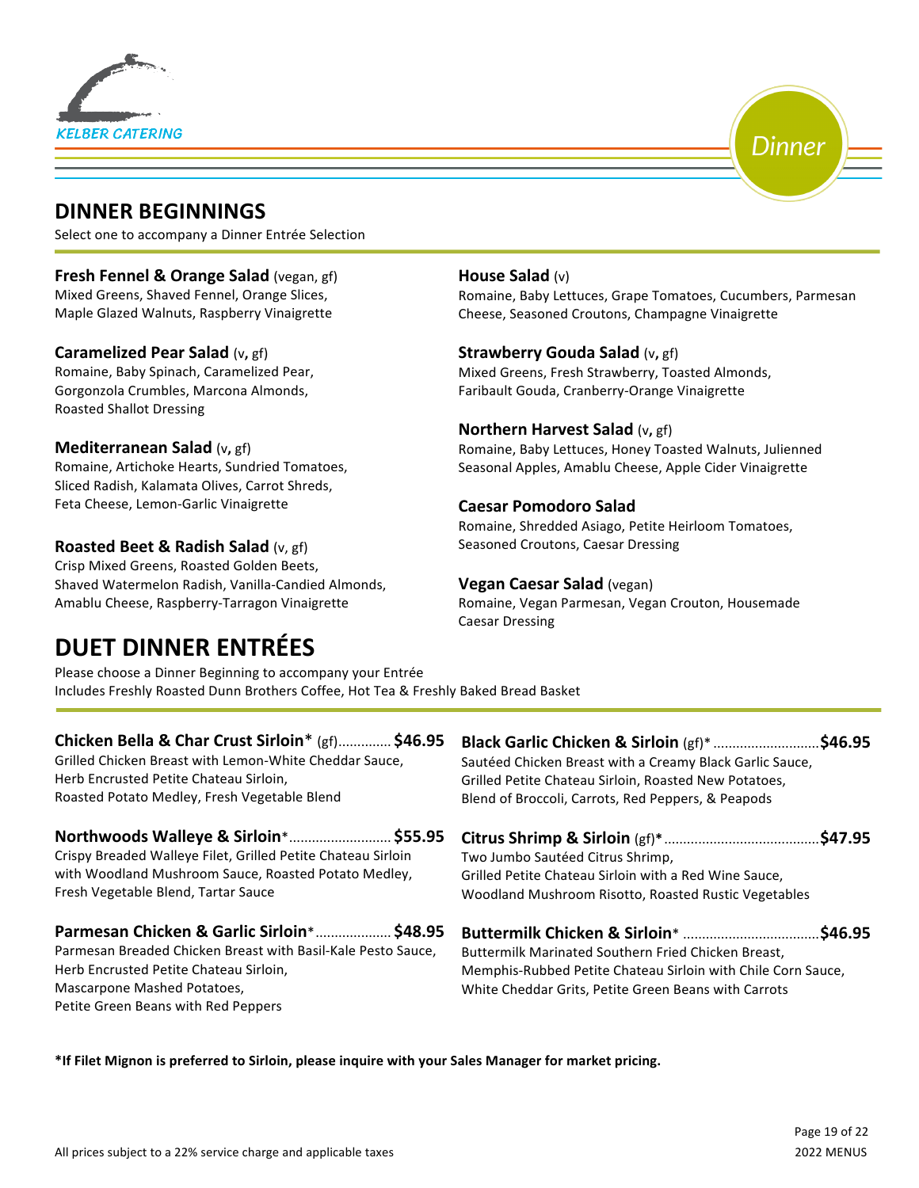KELBER CATERING

Dinner

## DINNER BEGINNINGS

Select one to accompany a Dinner Entrée Selection

**Fresh Fennel & Orange Salad** (vegan, gf)
Mixed Greens, Shaved Fennel, Orange Slices, Maple Glazed Walnuts, Raspberry Vinaigrette

**Caramelized Pear Salad** (v, gf)
Romaine, Baby Spinach, Caramelized Pear, Gorgonzola Crumbles, Marcona Almonds, Roasted Shallot Dressing

**Mediterranean Salad** (v, gf)
Romaine, Artichoke Hearts, Sundried Tomatoes, Sliced Radish, Kalamata Olives, Carrot Shreds, Feta Cheese, Lemon-Garlic Vinaigrette

**Roasted Beet & Radish Salad** (v, gf)
Crisp Mixed Greens, Roasted Golden Beets, Shaved Watermelon Radish, Vanilla-Candied Almonds, Amablu Cheese, Raspberry-Tarragon Vinaigrette

**House Salad** (v)
Romaine, Baby Lettuces, Grape Tomatoes, Cucumbers, Parmesan Cheese, Seasoned Croutons, Champagne Vinaigrette

**Strawberry Gouda Salad** (v, gf)
Mixed Greens, Fresh Strawberry, Toasted Almonds, Faribault Gouda, Cranberry-Orange Vinaigrette

**Northern Harvest Salad** (v, gf)
Romaine, Baby Lettuces, Honey Toasted Walnuts, Julienned Seasonal Apples, Amablu Cheese, Apple Cider Vinaigrette

**Caesar Pomodoro Salad**
Romaine, Shredded Asiago, Petite Heirloom Tomatoes, Seasoned Croutons, Caesar Dressing

**Vegan Caesar Salad** (vegan)
Romaine, Vegan Parmesan, Vegan Crouton, Housemade Caesar Dressing

## DUET DINNER ENTRÉES

Please choose a Dinner Beginning to accompany your Entrée
Includes Freshly Roasted Dunn Brothers Coffee, Hot Tea & Freshly Baked Bread Basket

**Chicken Bella & Char Crust Sirloin*** (gf).............. **$46.95**
Grilled Chicken Breast with Lemon-White Cheddar Sauce, Herb Encrusted Petite Chateau Sirloin, Roasted Potato Medley, Fresh Vegetable Blend

**Northwoods Walleye & Sirloin***........................... **$55.95**
Crispy Breaded Walleye Filet, Grilled Petite Chateau Sirloin with Woodland Mushroom Sauce, Roasted Potato Medley, Fresh Vegetable Blend, Tartar Sauce

**Parmesan Chicken & Garlic Sirloin***.................... **$48.95**
Parmesan Breaded Chicken Breast with Basil-Kale Pesto Sauce, Herb Encrusted Petite Chateau Sirloin, Mascarpone Mashed Potatoes, Petite Green Beans with Red Peppers

**Black Garlic Chicken & Sirloin** (gf)*............................**$46.95**
Sautéed Chicken Breast with a Creamy Black Garlic Sauce, Grilled Petite Chateau Sirloin, Roasted New Potatoes, Blend of Broccoli, Carrots, Red Peppers, & Peapods

**Citrus Shrimp & Sirloin** (gf)*.........................................**$47.95**
Two Jumbo Sautéed Citrus Shrimp, Grilled Petite Chateau Sirloin with a Red Wine Sauce, Woodland Mushroom Risotto, Roasted Rustic Vegetables

**Buttermilk Chicken & Sirloin*** ...................................**$46.95**
Buttermilk Marinated Southern Fried Chicken Breast, Memphis-Rubbed Petite Chateau Sirloin with Chile Corn Sauce, White Cheddar Grits, Petite Green Beans with Carrots

***If Filet Mignon is preferred to Sirloin, please inquire with your Sales Manager for market pricing.**

All prices subject to a 22% service charge and applicable taxes

2022 MENUS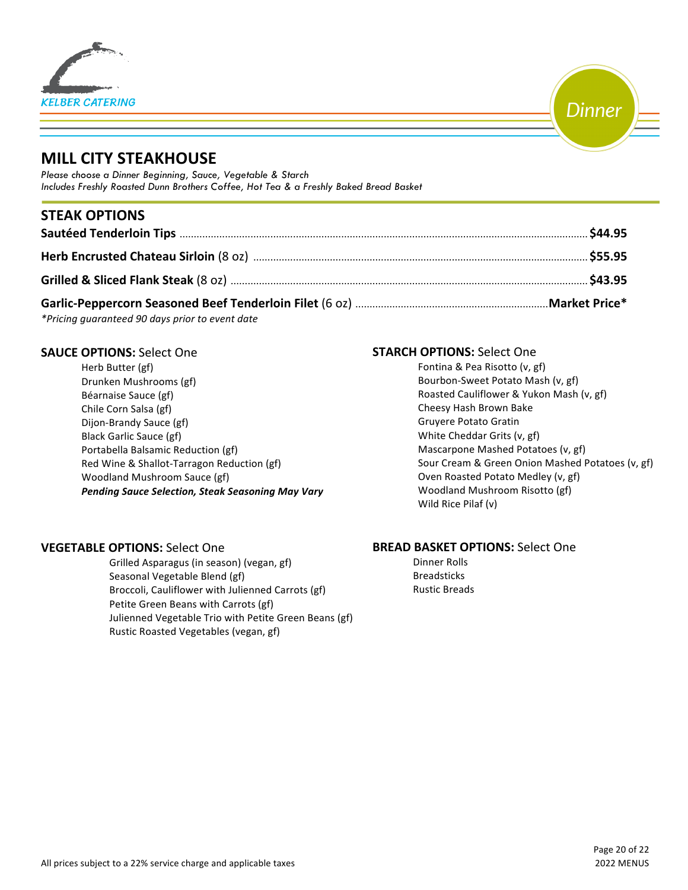# MILL CITY STEAKHOUSE

*Please choose a Dinner Beginning, Sauce, Vegetable & Starch*
*Includes Freshly Roasted Dunn Brothers Coffee, Hot Tea & a Freshly Baked Bread Basket*

## STEAK OPTIONS

**Sautéed Tenderloin Tips** .......... **$44.95**

**Herb Encrusted Chateau Sirloin** (8 oz) .......... **$55.95**

**Grilled & Sliced Flank Steak** (8 oz) .......... **$43.95**

**Garlic-Peppercorn Seasoned Beef Tenderloin Filet** (6 oz) .......... **Market Price***

*\*Pricing guaranteed 90 days prior to event date*

**SAUCE OPTIONS:** Select One

- Herb Butter (gf)
- Drunken Mushrooms (gf)
- Béarnaise Sauce (gf)
- Chile Corn Salsa (gf)
- Dijon-Brandy Sauce (gf)
- Black Garlic Sauce (gf)
- Portabella Balsamic Reduction (gf)
- Red Wine & Shallot-Tarragon Reduction (gf)
- Woodland Mushroom Sauce (gf)
- ***Pending Sauce Selection, Steak Seasoning May Vary***

**STARCH OPTIONS:** Select One

- Fontina & Pea Risotto (v, gf)
- Bourbon-Sweet Potato Mash (v, gf)
- Roasted Cauliflower & Yukon Mash (v, gf)
- Cheesy Hash Brown Bake
- Gruyere Potato Gratin
- White Cheddar Grits (v, gf)
- Mascarpone Mashed Potatoes (v, gf)
- Sour Cream & Green Onion Mashed Potatoes (v, gf)
- Oven Roasted Potato Medley (v, gf)
- Woodland Mushroom Risotto (gf)
- Wild Rice Pilaf (v)

**VEGETABLE OPTIONS:** Select One

- Grilled Asparagus (in season) (vegan, gf)
- Seasonal Vegetable Blend (gf)
- Broccoli, Cauliflower with Julienned Carrots (gf)
- Petite Green Beans with Carrots (gf)
- Julienned Vegetable Trio with Petite Green Beans (gf)
- Rustic Roasted Vegetables (vegan, gf)

**BREAD BASKET OPTIONS:** Select One

- Dinner Rolls
- Breadsticks
- Rustic Breads

All prices subject to a 22% service charge and applicable taxes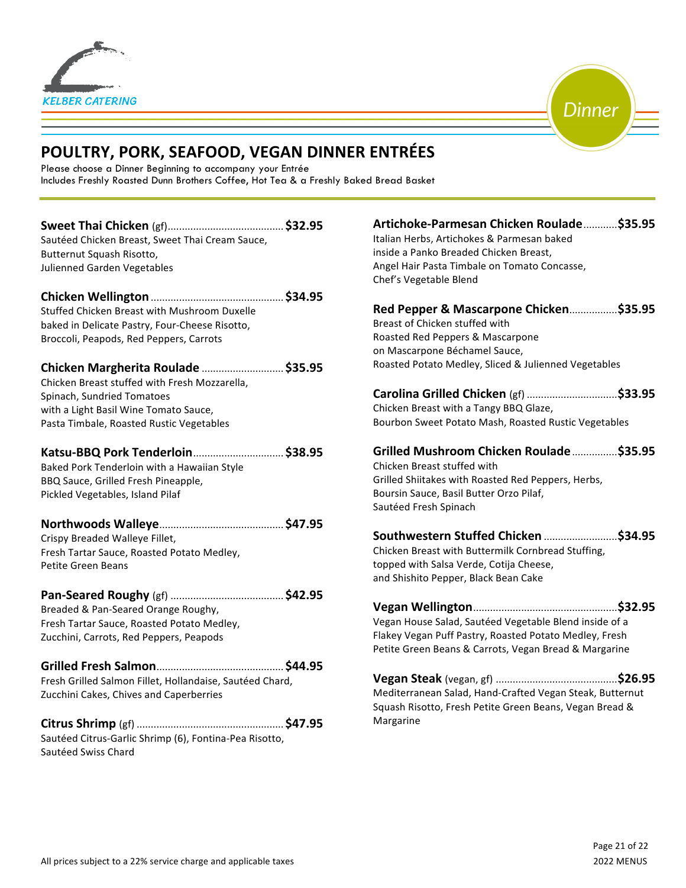KELBER CATERING

Dinner

# POULTRY, PORK, SEAFOOD, VEGAN DINNER ENTRÉES

Please choose a Dinner Beginning to accompany your Entrée
Includes Freshly Roasted Dunn Brothers Coffee, Hot Tea & a Freshly Baked Bread Basket

**Sweet Thai Chicken** (gf) ........................................ **$32.95**
Sautéed Chicken Breast, Sweet Thai Cream Sauce,
Butternut Squash Risotto,
Julienned Garden Vegetables

**Chicken Wellington** ............................................ **$34.95**
Stuffed Chicken Breast with Mushroom Duxelle
baked in Delicate Pastry, Four-Cheese Risotto,
Broccoli, Peapods, Red Peppers, Carrots

**Chicken Margherita Roulade** ............................ **$35.95**
Chicken Breast stuffed with Fresh Mozzarella,
Spinach, Sundried Tomatoes
with a Light Basil Wine Tomato Sauce,
Pasta Timbale, Roasted Rustic Vegetables

**Katsu-BBQ Pork Tenderloin** ............................... **$38.95**
Baked Pork Tenderloin with a Hawaiian Style
BBQ Sauce, Grilled Fresh Pineapple,
Pickled Vegetables, Island Pilaf

**Northwoods Walleye** ........................................... **$47.95**
Crispy Breaded Walleye Fillet,
Fresh Tartar Sauce, Roasted Potato Medley,
Petite Green Beans

**Pan-Seared Roughy** (gf) ...................................... **$42.95**
Breaded & Pan-Seared Orange Roughy,
Fresh Tartar Sauce, Roasted Potato Medley,
Zucchini, Carrots, Red Peppers, Peapods

**Grilled Fresh Salmon** ........................................... **$44.95**
Fresh Grilled Salmon Fillet, Hollandaise, Sautéed Chard,
Zucchini Cakes, Chives and Caperberries

**Citrus Shrimp** (gf) .................................................. **$47.95**
Sautéed Citrus-Garlic Shrimp (6), Fontina-Pea Risotto,
Sautéed Swiss Chard

**Artichoke-Parmesan Chicken Roulade** ........... **$35.95**
Italian Herbs, Artichokes & Parmesan baked
inside a Panko Breaded Chicken Breast,
Angel Hair Pasta Timbale on Tomato Concasse,
Chef's Vegetable Blend

**Red Pepper & Mascarpone Chicken** ................ **$35.95**
Breast of Chicken stuffed with
Roasted Red Peppers & Mascarpone
on Mascarpone Béchamel Sauce,
Roasted Potato Medley, Sliced & Julienned Vegetables

**Carolina Grilled Chicken** (gf) ............................... **$33.95**
Chicken Breast with a Tangy BBQ Glaze,
Bourbon Sweet Potato Mash, Roasted Rustic Vegetables

**Grilled Mushroom Chicken Roulade** ................ **$35.95**
Chicken Breast stuffed with
Grilled Shiitakes with Roasted Red Peppers, Herbs,
Boursin Sauce, Basil Butter Orzo Pilaf,
Sautéed Fresh Spinach

**Southwestern Stuffed Chicken** ......................... **$34.95**
Chicken Breast with Buttermilk Cornbread Stuffing,
topped with Salsa Verde, Cotija Cheese,
and Shishito Pepper, Black Bean Cake

**Vegan Wellington** ................................................. **$32.95**
Vegan House Salad, Sautéed Vegetable Blend inside of a
Flakey Vegan Puff Pastry, Roasted Potato Medley, Fresh
Petite Green Beans & Carrots, Vegan Bread & Margarine

**Vegan Steak** (vegan, gf) .......................................... **$26.95**
Mediterranean Salad, Hand-Crafted Vegan Steak, Butternut
Squash Risotto, Fresh Petite Green Beans, Vegan Bread &
Margarine

All prices subject to a 22% service charge and applicable taxes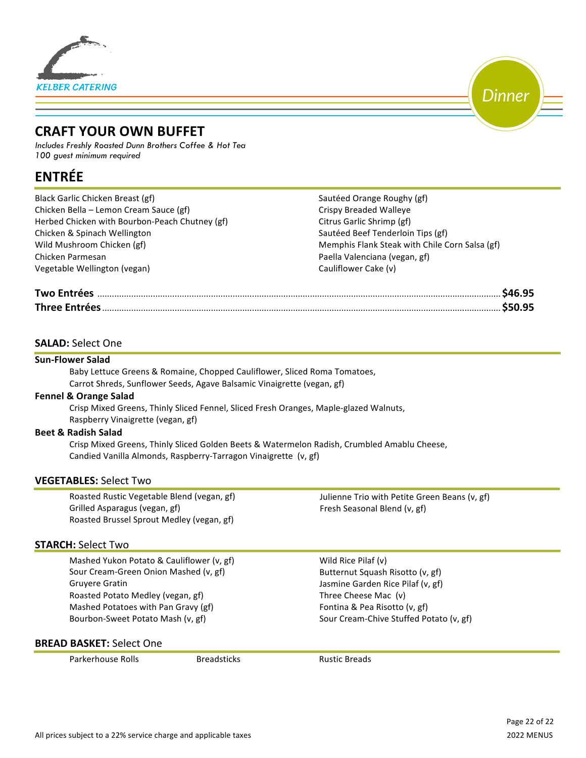KELBER CATERING

Dinner

# CRAFT YOUR OWN BUFFET

*Includes Freshly Roasted Dunn Brothers Coffee & Hot Tea*
*100 guest minimum required*

## ENTRÉE

Black Garlic Chicken Breast (gf)
Chicken Bella – Lemon Cream Sauce (gf)
Herbed Chicken with Bourbon-Peach Chutney (gf)
Chicken & Spinach Wellington
Wild Mushroom Chicken (gf)
Chicken Parmesan
Vegetable Wellington (vegan)
Sautéed Orange Roughy (gf)
Crispy Breaded Walleye
Citrus Garlic Shrimp (gf)
Sautéed Beef Tenderloin Tips (gf)
Memphis Flank Steak with Chile Corn Salsa (gf)
Paella Valenciana (vegan, gf)
Cauliflower Cake (v)

**Two Entrées** .......... **$46.95**
**Three Entrées** .......... **$50.95**

### SALAD: Select One

**Sun-Flower Salad**
Baby Lettuce Greens & Romaine, Chopped Cauliflower, Sliced Roma Tomatoes, Carrot Shreds, Sunflower Seeds, Agave Balsamic Vinaigrette (vegan, gf)

**Fennel & Orange Salad**
Crisp Mixed Greens, Thinly Sliced Fennel, Sliced Fresh Oranges, Maple-glazed Walnuts, Raspberry Vinaigrette (vegan, gf)

**Beet & Radish Salad**
Crisp Mixed Greens, Thinly Sliced Golden Beets & Watermelon Radish, Crumbled Amablu Cheese, Candied Vanilla Almonds, Raspberry-Tarragon Vinaigrette (v, gf)

### VEGETABLES: Select Two

Roasted Rustic Vegetable Blend (vegan, gf)
Grilled Asparagus (vegan, gf)
Roasted Brussel Sprout Medley (vegan, gf)
Julienne Trio with Petite Green Beans (v, gf)
Fresh Seasonal Blend (v, gf)

### STARCH: Select Two

Mashed Yukon Potato & Cauliflower (v, gf)
Sour Cream-Green Onion Mashed (v, gf)
Gruyere Gratin
Roasted Potato Medley (vegan, gf)
Mashed Potatoes with Pan Gravy (gf)
Bourbon-Sweet Potato Mash (v, gf)
Wild Rice Pilaf (v)
Butternut Squash Risotto (v, gf)
Jasmine Garden Rice Pilaf (v, gf)
Three Cheese Mac (v)
Fontina & Pea Risotto (v, gf)
Sour Cream-Chive Stuffed Potato (v, gf)

### BREAD BASKET: Select One

Parkerhouse Rolls
Breadsticks
Rustic Breads

All prices subject to a 22% service charge and applicable taxes